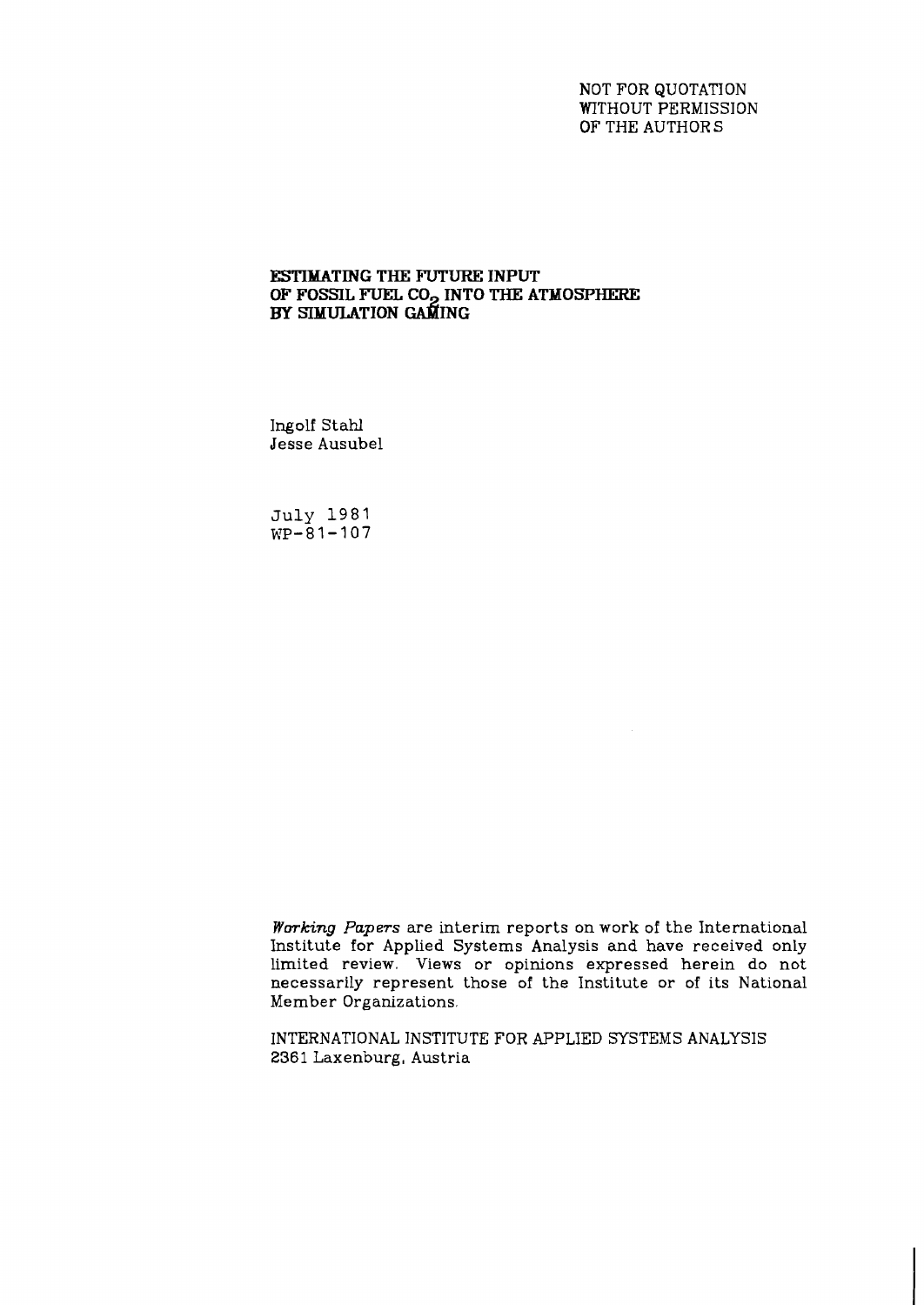NOT FOR QUOTATION
WITHOUT PERMISSION
OF THE AUTHORS

# ESTIMATING THE FUTURE INPUT OF FOSSIL FUEL $CO_2$ INTO THE ATMOSPHERE BY SIMULATION GAMING

Ingolf Stahl
Jesse Ausubel

July 1981
WP-81-107

*Working Papers* are interim reports on work of the International Institute for Applied Systems Analysis and have received only limited review. Views or opinions expressed herein do not necessarily represent those of the Institute or of its National Member Organizations.

INTERNATIONAL INSTITUTE FOR APPLIED SYSTEMS ANALYSIS
2361 Laxenburg, Austria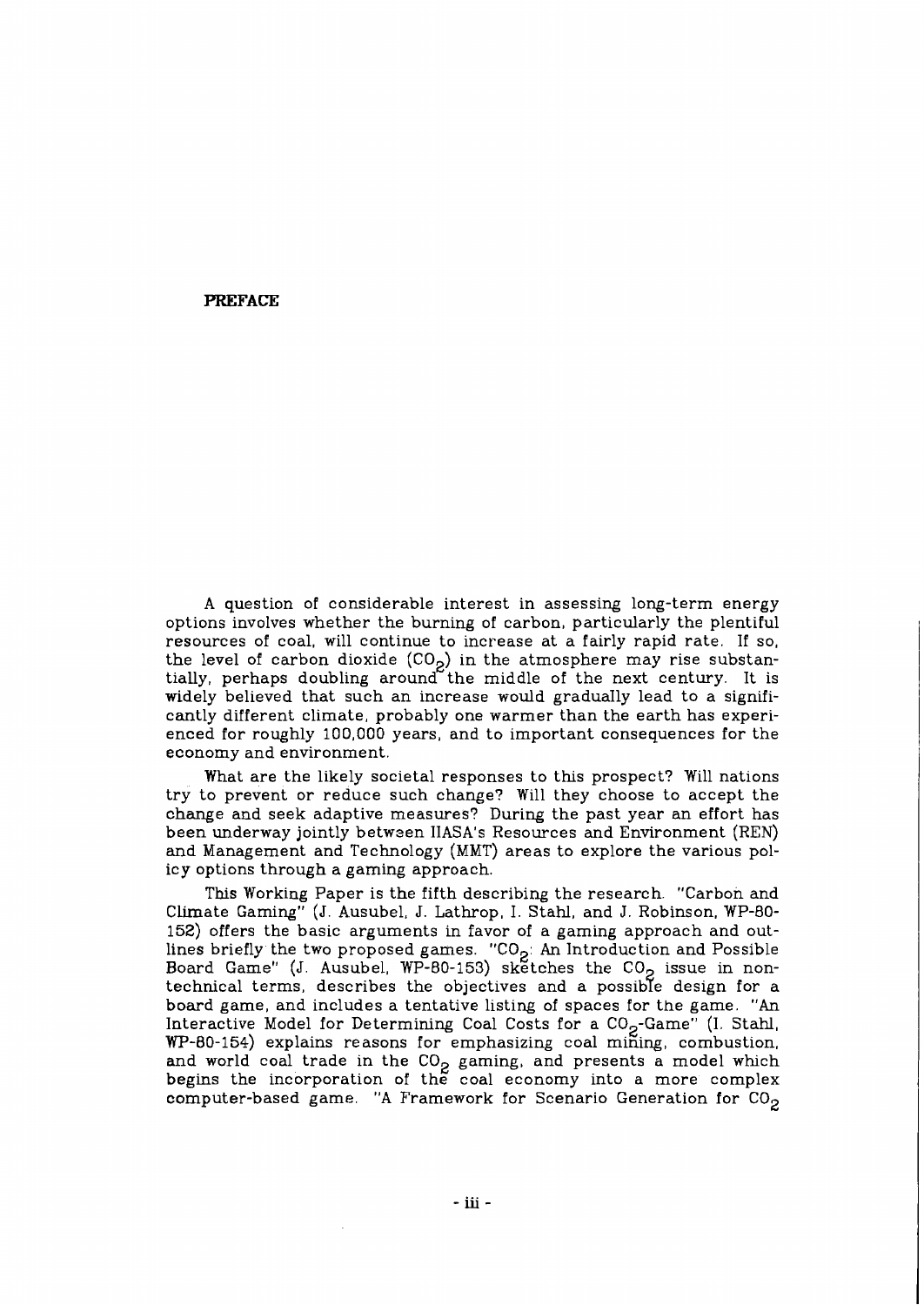## PREFACE

A question of considerable interest in assessing long-term energy options involves whether the burning of carbon, particularly the plentiful resources of coal, will continue to increase at a fairly rapid rate. If so, the level of carbon dioxide ($CO_2$) in the atmosphere may rise substantially, perhaps doubling around the middle of the next century. It is widely believed that such an increase would gradually lead to a significantly different climate, probably one warmer than the earth has experienced for roughly 100,000 years, and to important consequences for the economy and environment.

What are the likely societal responses to this prospect? Will nations try to prevent or reduce such change? Will they choose to accept the change and seek adaptive measures? During the past year an effort has been underway jointly between IIASA's Resources and Environment (REN) and Management and Technology (MMT) areas to explore the various policy options through a gaming approach.

This Working Paper is the fifth describing the research. "Carbon and Climate Gaming" (J. Ausubel, J. Lathrop, I. Stahl, and J. Robinson, WP-80-152) offers the basic arguments in favor of a gaming approach and outlines briefly the two proposed games. "$CO_2$: An Introduction and Possible Board Game" (J. Ausubel, WP-80-153) sketches the $CO_2$ issue in non-technical terms, describes the objectives and a possible design for a board game, and includes a tentative listing of spaces for the game. "An Interactive Model for Determining Coal Costs for a $CO_2$-Game" (I. Stahl, WP-80-154) explains reasons for emphasizing coal mining, combustion, and world coal trade in the $CO_2$ gaming, and presents a model which begins the incorporation of the coal economy into a more complex computer-based game. "A Framework for Scenario Generation for $CO_2$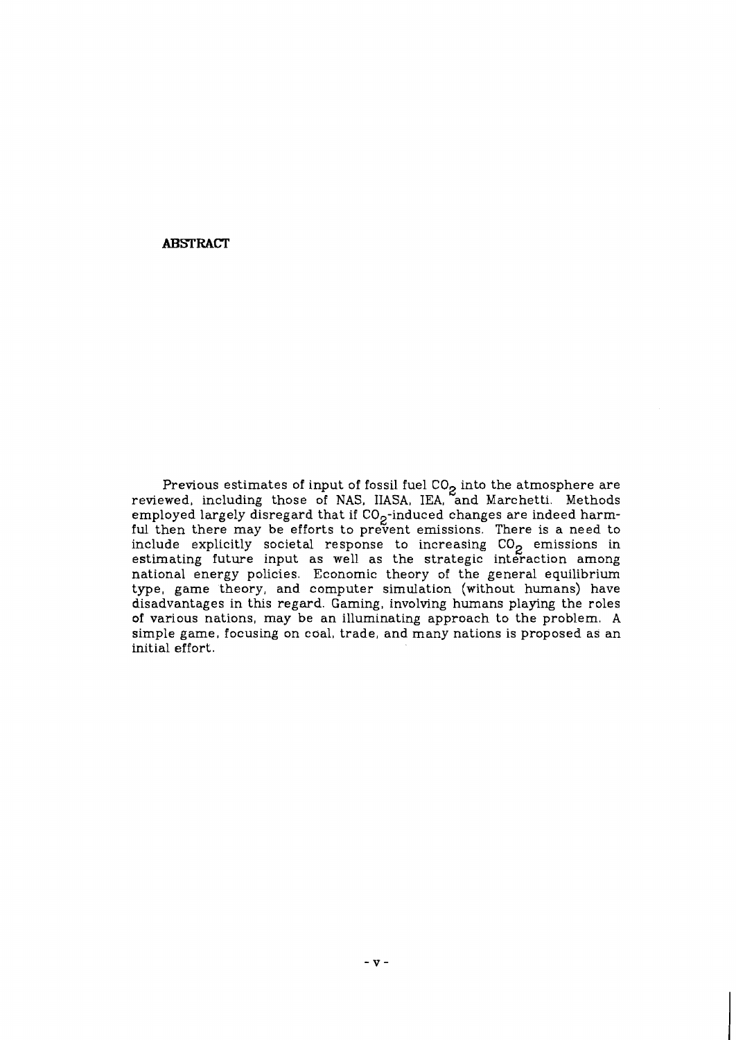## ABSTRACT

Previous estimates of input of fossil fuel $CO_2$ into the atmosphere are reviewed, including those of NAS, IIASA, IEA, and Marchetti. Methods employed largely disregard that if $CO_2$-induced changes are indeed harmful then there may be efforts to prevent emissions. There is a need to include explicitly societal response to increasing $CO_2$ emissions in estimating future input as well as the strategic interaction among national energy policies. Economic theory of the general equilibrium type, game theory, and computer simulation (without humans) have disadvantages in this regard. Gaming, involving humans playing the roles of various nations, may be an illuminating approach to the problem. A simple game, focusing on coal, trade, and many nations is proposed as an initial effort.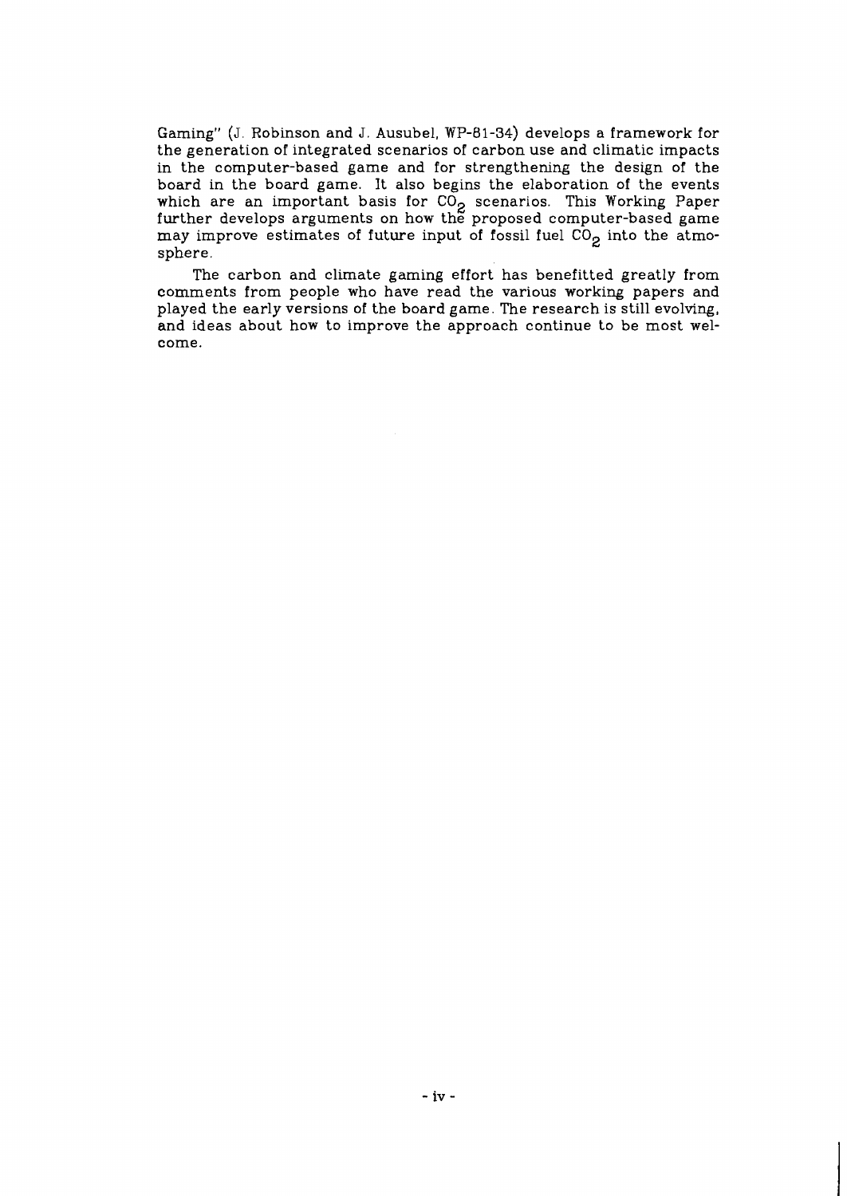Gaming" (J. Robinson and J. Ausubel, WP-81-34) develops a framework for the generation of integrated scenarios of carbon use and climatic impacts in the computer-based game and for strengthening the design of the board in the board game. It also begins the elaboration of the events which are an important basis for $CO_2$ scenarios. This Working Paper further develops arguments on how the proposed computer-based game may improve estimates of future input of fossil fuel $CO_2$ into the atmosphere.

The carbon and climate gaming effort has benefitted greatly from comments from people who have read the various working papers and played the early versions of the board game. The research is still evolving, and ideas about how to improve the approach continue to be most welcome.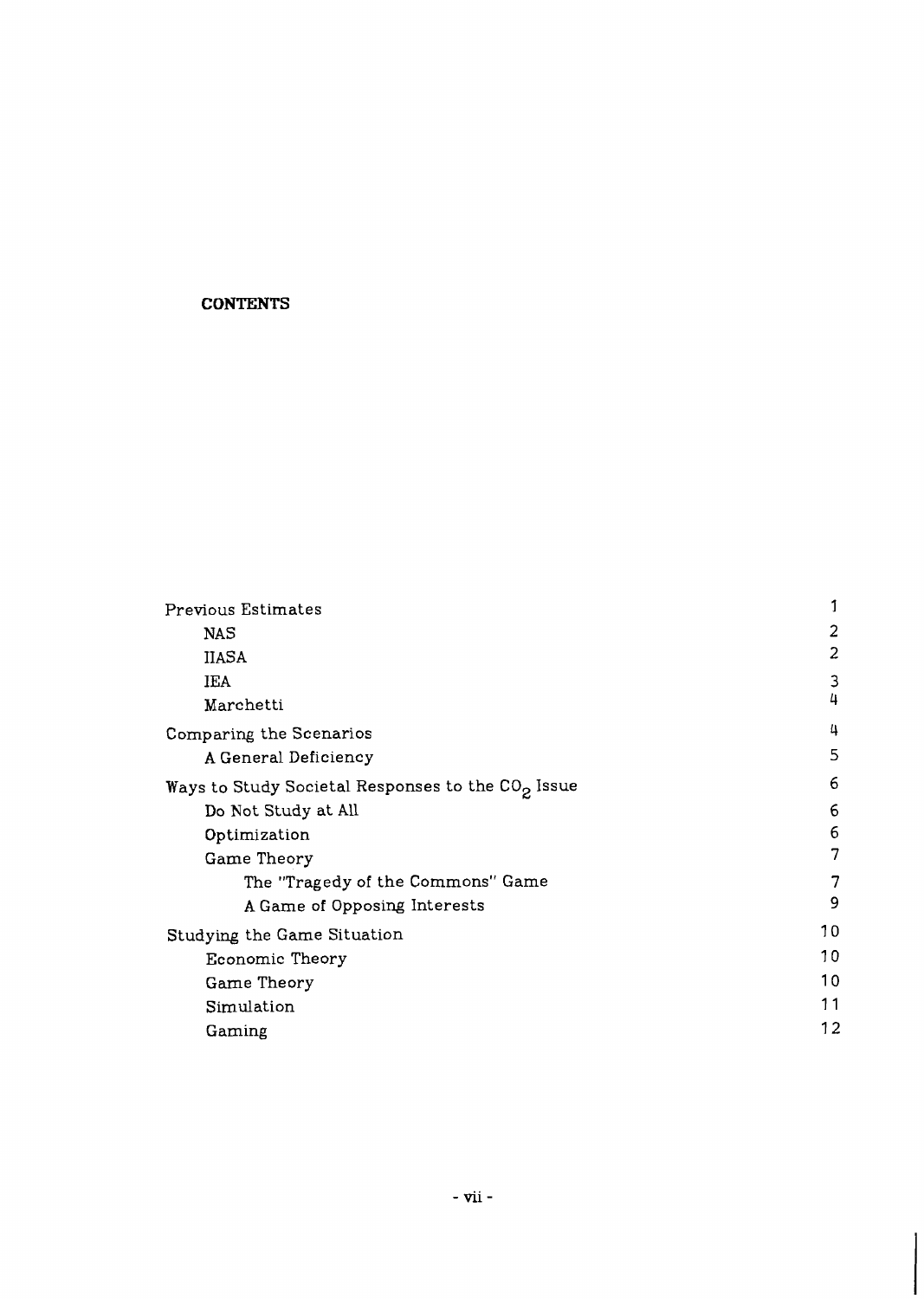**CONTENTS**

| | |
|---|---|
| Previous Estimates | 1 |
| &nbsp;&nbsp;&nbsp;&nbsp;NAS | 2 |
| &nbsp;&nbsp;&nbsp;&nbsp;IIASA | 2 |
| &nbsp;&nbsp;&nbsp;&nbsp;IEA | 3 |
| &nbsp;&nbsp;&nbsp;&nbsp;Marchetti | 4 |
| Comparing the Scenarios | 4 |
| &nbsp;&nbsp;&nbsp;&nbsp;A General Deficiency | 5 |
| Ways to Study Societal Responses to the $CO_2$ Issue | 6 |
| &nbsp;&nbsp;&nbsp;&nbsp;Do Not Study at All | 6 |
| &nbsp;&nbsp;&nbsp;&nbsp;Optimization | 6 |
| &nbsp;&nbsp;&nbsp;&nbsp;Game Theory | 7 |
| &nbsp;&nbsp;&nbsp;&nbsp;&nbsp;&nbsp;&nbsp;&nbsp;The "Tragedy of the Commons" Game | 7 |
| &nbsp;&nbsp;&nbsp;&nbsp;&nbsp;&nbsp;&nbsp;&nbsp;A Game of Opposing Interests | 9 |
| Studying the Game Situation | 10 |
| &nbsp;&nbsp;&nbsp;&nbsp;Economic Theory | 10 |
| &nbsp;&nbsp;&nbsp;&nbsp;Game Theory | 10 |
| &nbsp;&nbsp;&nbsp;&nbsp;Simulation | 11 |
| &nbsp;&nbsp;&nbsp;&nbsp;Gaming | 12 |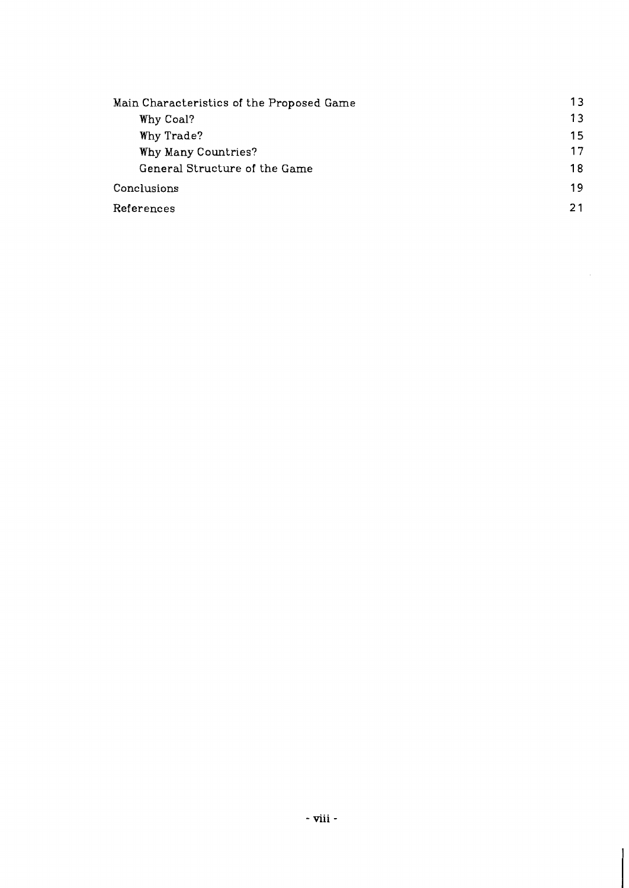| | |
|---|---|
| Main Characteristics of the Proposed Game | 13 |
| &nbsp;&nbsp;&nbsp;&nbsp;Why Coal? | 13 |
| &nbsp;&nbsp;&nbsp;&nbsp;Why Trade? | 15 |
| &nbsp;&nbsp;&nbsp;&nbsp;Why Many Countries? | 17 |
| &nbsp;&nbsp;&nbsp;&nbsp;General Structure of the Game | 18 |
| Conclusions | 19 |
| References | 21 |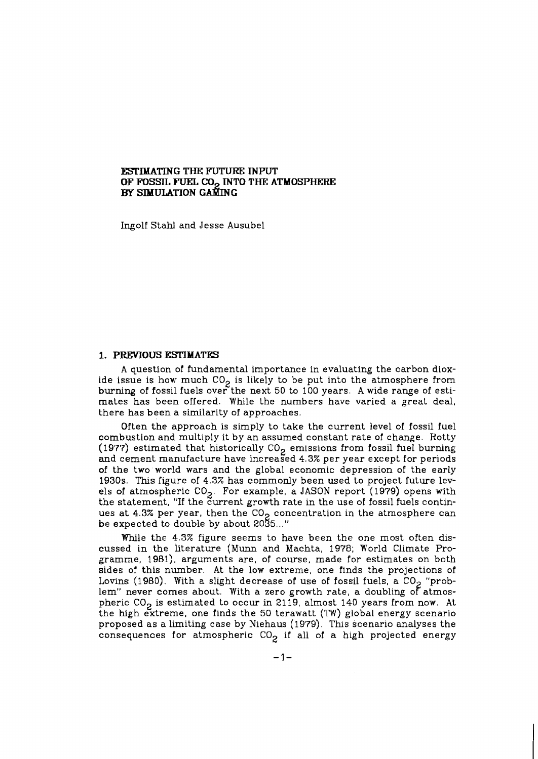# ESTIMATING THE FUTURE INPUT OF FOSSIL FUEL $CO_2$ INTO THE ATMOSPHERE BY SIMULATION GAMING

Ingolf Stahl and Jesse Ausubel

## 1. PREVIOUS ESTIMATES

A question of fundamental importance in evaluating the carbon dioxide issue is how much $CO_2$ is likely to be put into the atmosphere from burning of fossil fuels over the next 50 to 100 years. A wide range of estimates has been offered. While the numbers have varied a great deal, there has been a similarity of approaches.

Often the approach is simply to take the current level of fossil fuel combustion and multiply it by an assumed constant rate of change. Rotty (1977) estimated that historically $CO_2$ emissions from fossil fuel burning and cement manufacture have increased 4.3% per year except for periods of the two world wars and the global economic depression of the early 1930s. This figure of 4.3% has commonly been used to project future levels of atmospheric $CO_2$. For example, a JASON report (1979) opens with the statement, "If the current growth rate in the use of fossil fuels continues at 4.3% per year, then the $CO_2$ concentration in the atmosphere can be expected to double by about 2035..."

While the 4.3% figure seems to have been the one most often discussed in the literature (Munn and Machta, 1978; World Climate Programme, 1981), arguments are, of course, made for estimates on both sides of this number. At the low extreme, one finds the projections of Lovins (1980). With a slight decrease of use of fossil fuels, a $CO_2$ "problem" never comes about. With a zero growth rate, a doubling of atmospheric $CO_2$ is estimated to occur in 2119, almost 140 years from now. At the high extreme, one finds the 50 terawatt (TW) global energy scenario proposed as a limiting case by Niehaus (1979). This scenario analyses the consequences for atmospheric $CO_2$ if all of a high projected energy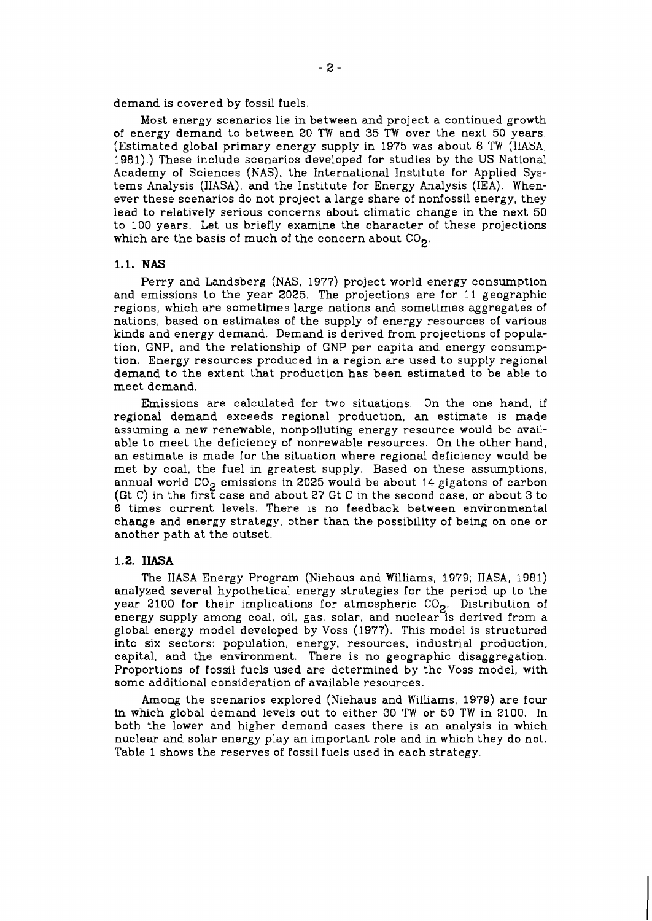demand is covered by fossil fuels.

Most energy scenarios lie in between and project a continued growth of energy demand to between 20 TW and 35 TW over the next 50 years. (Estimated global primary energy supply in 1975 was about 8 TW (IIASA, 1981).) These include scenarios developed for studies by the US National Academy of Sciences (NAS), the International Institute for Applied Systems Analysis (IIASA), and the Institute for Energy Analysis (IEA). Whenever these scenarios do not project a large share of nonfossil energy, they lead to relatively serious concerns about climatic change in the next 50 to 100 years. Let us briefly examine the character of these projections which are the basis of much of the concern about $CO_2$.

### 1.1. NAS

Perry and Landsberg (NAS, 1977) project world energy consumption and emissions to the year 2025. The projections are for 11 geographic regions, which are sometimes large nations and sometimes aggregates of nations, based on estimates of the supply of energy resources of various kinds and energy demand. Demand is derived from projections of population, GNP, and the relationship of GNP per capita and energy consumption. Energy resources produced in a region are used to supply regional demand to the extent that production has been estimated to be able to meet demand.

Emissions are calculated for two situations. On the one hand, if regional demand exceeds regional production, an estimate is made assuming a new renewable, nonpolluting energy resource would be available to meet the deficiency of nonrewable resources. On the other hand, an estimate is made for the situation where regional deficiency would be met by coal, the fuel in greatest supply. Based on these assumptions, annual world $CO_2$ emissions in 2025 would be about 14 gigatons of carbon (Gt C) in the first case and about 27 Gt C in the second case, or about 3 to 6 times current levels. There is no feedback between environmental change and energy strategy, other than the possibility of being on one or another path at the outset.

### 1.2. IIASA

The IIASA Energy Program (Niehaus and Williams, 1979; IIASA, 1981) analyzed several hypothetical energy strategies for the period up to the year 2100 for their implications for atmospheric $CO_2$. Distribution of energy supply among coal, oil, gas, solar, and nuclear is derived from a global energy model developed by Voss (1977). This model is structured into six sectors: population, energy, resources, industrial production, capital, and the environment. There is no geographic disaggregation. Proportions of fossil fuels used are determined by the Voss model, with some additional consideration of available resources.

Among the scenarios explored (Niehaus and Williams, 1979) are four in which global demand levels out to either 30 TW or 50 TW in 2100. In both the lower and higher demand cases there is an analysis in which nuclear and solar energy play an important role and in which they do not. Table 1 shows the reserves of fossil fuels used in each strategy.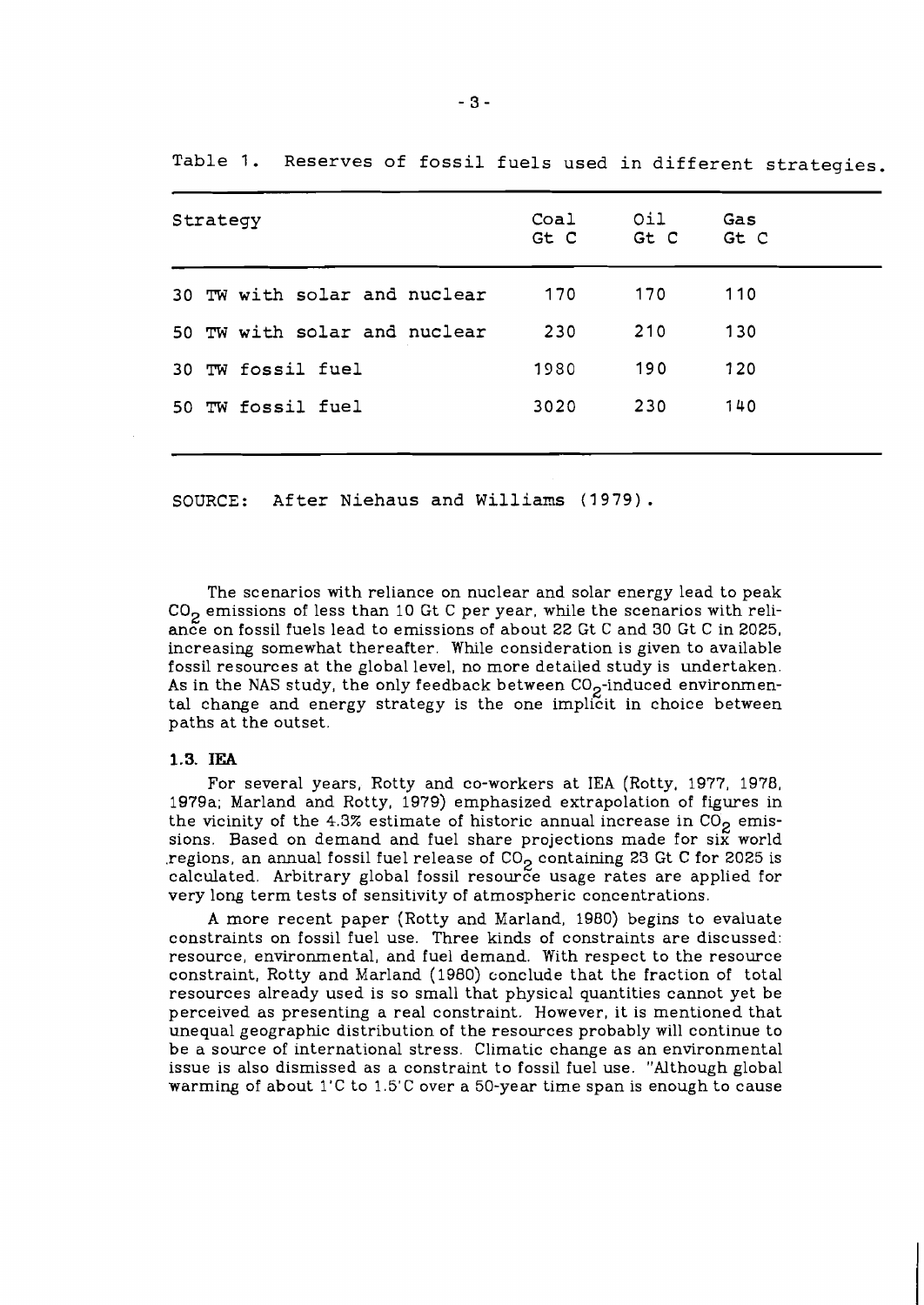Table 1. Reserves of fossil fuels used in different strategies.

| Strategy | Coal Gt C | Oil Gt C | Gas Gt C |
|---|---|---|---|
| 30 TW with solar and nuclear | 170 | 170 | 110 |
| 50 TW with solar and nuclear | 230 | 210 | 130 |
| 30 TW fossil fuel | 1980 | 190 | 120 |
| 50 TW fossil fuel | 3020 | 230 | 140 |

SOURCE: After Niehaus and Williams (1979).

The scenarios with reliance on nuclear and solar energy lead to peak $CO_2$ emissions of less than 10 Gt C per year, while the scenarios with reliance on fossil fuels lead to emissions of about 22 Gt C and 30 Gt C in 2025, increasing somewhat thereafter. While consideration is given to available fossil resources at the global level, no more detailed study is undertaken. As in the NAS study, the only feedback between $CO_2$-induced environmental change and energy strategy is the one implicit in choice between paths at the outset.

### 1.3. IEA

For several years, Rotty and co-workers at IEA (Rotty, 1977, 1978, 1979a; Marland and Rotty, 1979) emphasized extrapolation of figures in the vicinity of the 4.3% estimate of historic annual increase in $CO_2$ emissions. Based on demand and fuel share projections made for six world regions, an annual fossil fuel release of $CO_2$ containing 23 Gt C for 2025 is calculated. Arbitrary global fossil resource usage rates are applied for very long term tests of sensitivity of atmospheric concentrations.

A more recent paper (Rotty and Marland, 1980) begins to evaluate constraints on fossil fuel use. Three kinds of constraints are discussed: resource, environmental, and fuel demand. With respect to the resource constraint, Rotty and Marland (1980) conclude that the fraction of total resources already used is so small that physical quantities cannot yet be perceived as presenting a real constraint. However, it is mentioned that unequal geographic distribution of the resources probably will continue to be a source of international stress. Climatic change as an environmental issue is also dismissed as a constraint to fossil fuel use. "Although global warming of about 1°C to 1.5°C over a 50-year time span is enough to cause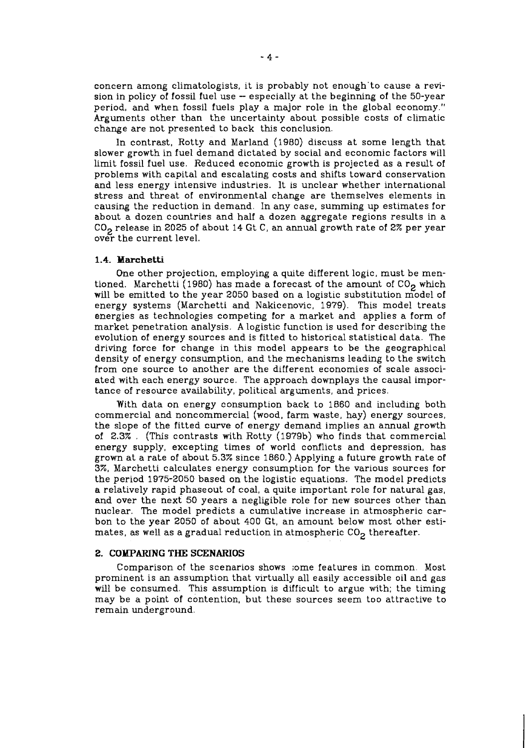concern among climatologists, it is probably not enough to cause a revision in policy of fossil fuel use -- especially at the beginning of the 50-year period, and when fossil fuels play a major role in the global economy." Arguments other than the uncertainty about possible costs of climatic change are not presented to back this conclusion.

In contrast, Rotty and Marland (1980) discuss at some length that slower growth in fuel demand dictated by social and economic factors will limit fossil fuel use. Reduced economic growth is projected as a result of problems with capital and escalating costs and shifts toward conservation and less energy intensive industries. It is unclear whether international stress and threat of environmental change are themselves elements in causing the reduction in demand. In any case, summing up estimates for about a dozen countries and half a dozen aggregate regions results in a $CO_2$ release in 2025 of about 14 Gt C, an annual growth rate of 2% per year over the current level.

### 1.4. Marchetti

One other projection, employing a quite different logic, must be mentioned. Marchetti (1980) has made a forecast of the amount of $CO_2$ which will be emitted to the year 2050 based on a logistic substitution model of energy systems (Marchetti and Nakicenovic, 1979). This model treats energies as technologies competing for a market and applies a form of market penetration analysis. A logistic function is used for describing the evolution of energy sources and is fitted to historical statistical data. The driving force for change in this model appears to be the geographical density of energy consumption, and the mechanisms leading to the switch from one source to another are the different economies of scale associated with each energy source. The approach downplays the causal importance of resource availability, political arguments, and prices.

With data on energy consumption back to 1860 and including both commercial and noncommercial (wood, farm waste, hay) energy sources, the slope of the fitted curve of energy demand implies an annual growth of 2.3% . (This contrasts with Rotty (1979b) who finds that commercial energy supply, excepting times of world conflicts and depression, has grown at a rate of about 5.3% since 1860.) Applying a future growth rate of 3%, Marchetti calculates energy consumption for the various sources for the period 1975-2050 based on the logistic equations. The model predicts a relatively rapid phaseout of coal, a quite important role for natural gas, and over the next 50 years a negligible role for new sources other than nuclear. The model predicts a cumulative increase in atmospheric carbon to the year 2050 of about 400 Gt, an amount below most other estimates, as well as a gradual reduction in atmospheric $CO_2$ thereafter.

## 2. COMPARING THE SCENARIOS

Comparison of the scenarios shows some features in common. Most prominent is an assumption that virtually all easily accessible oil and gas will be consumed. This assumption is difficult to argue with; the timing may be a point of contention, but these sources seem too attractive to remain underground.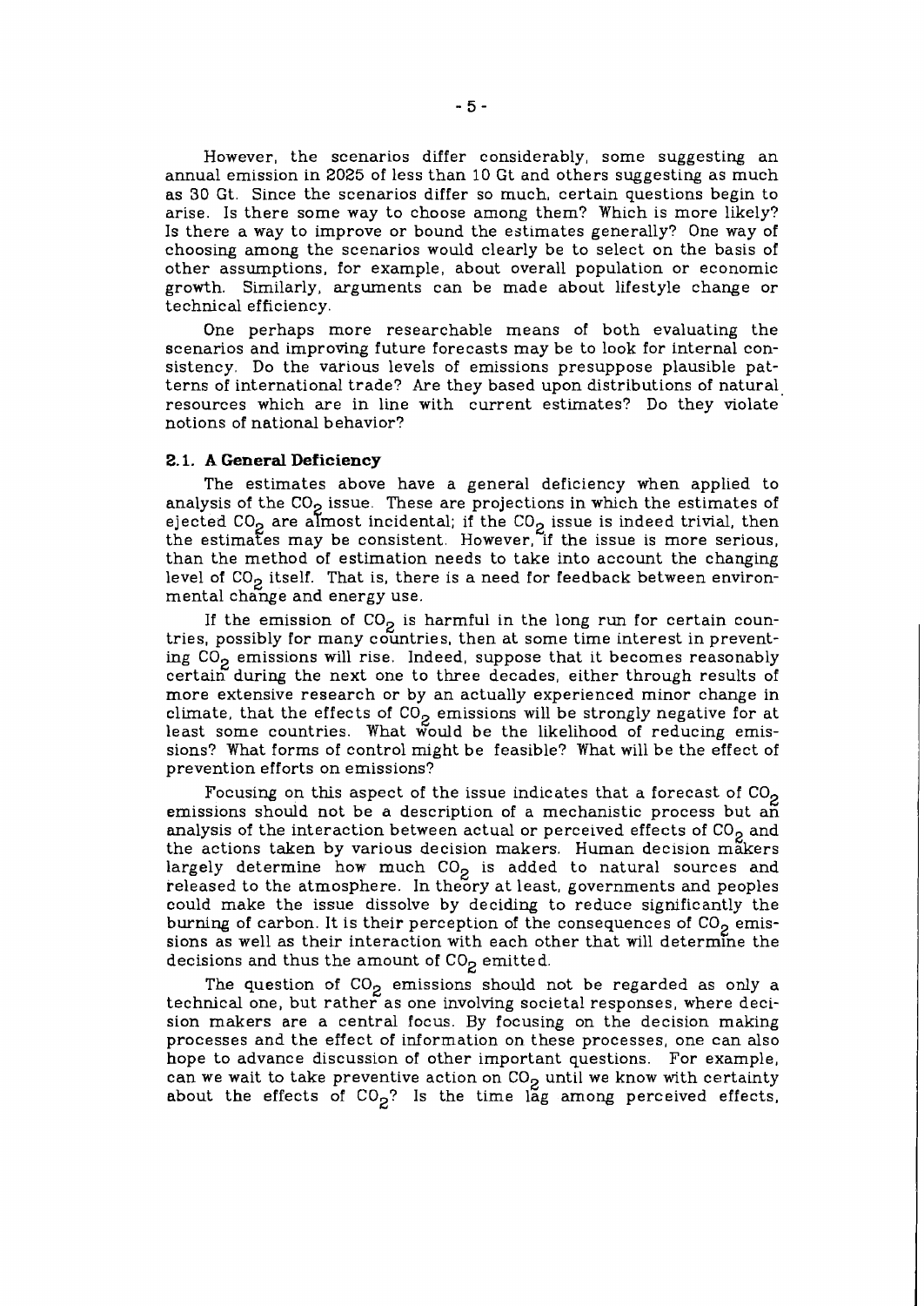However, the scenarios differ considerably, some suggesting an annual emission in 2025 of less than 10 Gt and others suggesting as much as 30 Gt. Since the scenarios differ so much, certain questions begin to arise. Is there some way to choose among them? Which is more likely? Is there a way to improve or bound the estimates generally? One way of choosing among the scenarios would clearly be to select on the basis of other assumptions, for example, about overall population or economic growth. Similarly, arguments can be made about lifestyle change or technical efficiency.

One perhaps more researchable means of both evaluating the scenarios and improving future forecasts may be to look for internal consistency. Do the various levels of emissions presuppose plausible patterns of international trade? Are they based upon distributions of natural resources which are in line with current estimates? Do they violate notions of national behavior?

## 2.1. A General Deficiency

The estimates above have a general deficiency when applied to analysis of the $CO_2$ issue. These are projections in which the estimates of ejected $CO_2$ are almost incidental; if the $CO_2$ issue is indeed trivial, then the estimates may be consistent. However, if the issue is more serious, than the method of estimation needs to take into account the changing level of $CO_2$ itself. That is, there is a need for feedback between environmental change and energy use.

If the emission of $CO_2$ is harmful in the long run for certain countries, possibly for many countries, then at some time interest in preventing $CO_2$ emissions will rise. Indeed, suppose that it becomes reasonably certain during the next one to three decades, either through results of more extensive research or by an actually experienced minor change in climate, that the effects of $CO_2$ emissions will be strongly negative for at least some countries. What would be the likelihood of reducing emissions? What forms of control might be feasible? What will be the effect of prevention efforts on emissions?

Focusing on this aspect of the issue indicates that a forecast of $CO_2$ emissions should not be a description of a mechanistic process but an analysis of the interaction between actual or perceived effects of $CO_2$ and the actions taken by various decision makers. Human decision makers largely determine how much $CO_2$ is added to natural sources and released to the atmosphere. In theory at least, governments and peoples could make the issue dissolve by deciding to reduce significantly the burning of carbon. It is their perception of the consequences of $CO_2$ emissions as well as their interaction with each other that will determine the decisions and thus the amount of $CO_2$ emitted.

The question of $CO_2$ emissions should not be regarded as only a technical one, but rather as one involving societal responses, where decision makers are a central focus. By focusing on the decision making processes and the effect of information on these processes, one can also hope to advance discussion of other important questions. For example, can we wait to take preventive action on $CO_2$ until we know with certainty about the effects of $CO_2$? Is the time lag among perceived effects,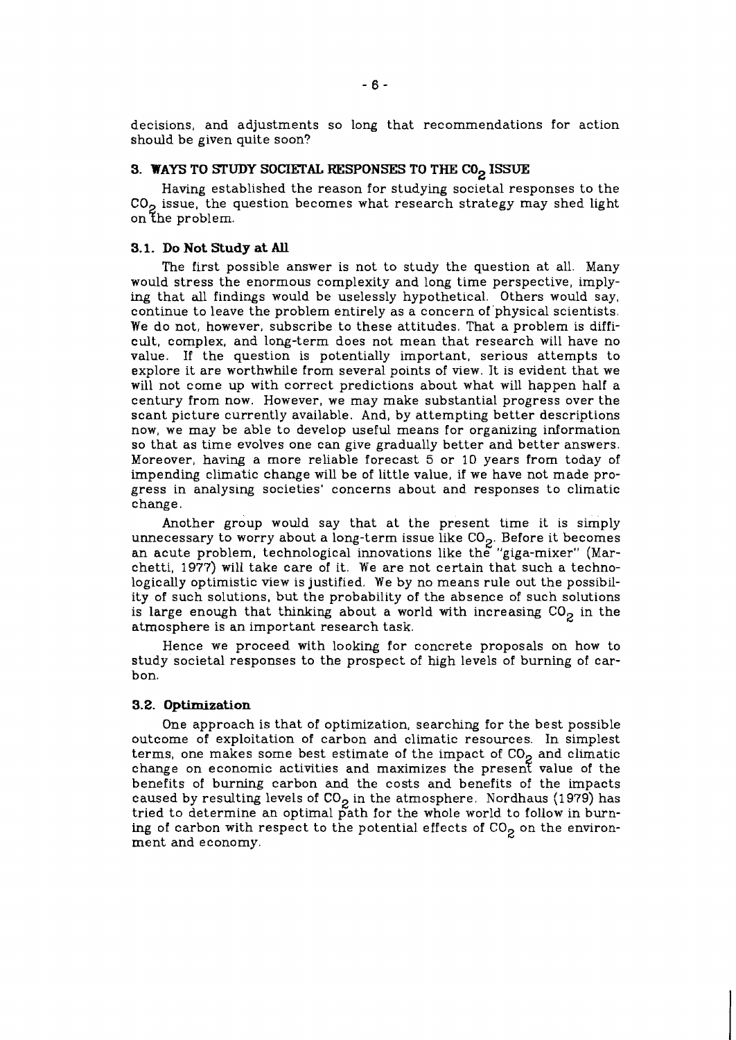decisions, and adjustments so long that recommendations for action should be given quite soon?

## 3. WAYS TO STUDY SOCIETAL RESPONSES TO THE $CO_2$ ISSUE

Having established the reason for studying societal responses to the $CO_2$ issue, the question becomes what research strategy may shed light on the problem.

### 3.1. Do Not Study at All

The first possible answer is not to study the question at all. Many would stress the enormous complexity and long time perspective, implying that all findings would be uselessly hypothetical. Others would say, continue to leave the problem entirely as a concern of physical scientists. We do not, however, subscribe to these attitudes. That a problem is difficult, complex, and long-term does not mean that research will have no value. If the question is potentially important, serious attempts to explore it are worthwhile from several points of view. It is evident that we will not come up with correct predictions about what will happen half a century from now. However, we may make substantial progress over the scant picture currently available. And, by attempting better descriptions now, we may be able to develop useful means for organizing information so that as time evolves one can give gradually better and better answers. Moreover, having a more reliable forecast 5 or 10 years from today of impending climatic change will be of little value, if we have not made progress in analysing societies' concerns about and responses to climatic change.

Another group would say that at the present time it is simply unnecessary to worry about a long-term issue like $CO_2$. Before it becomes an acute problem, technological innovations like the "giga-mixer" (Marchetti, 1977) will take care of it. We are not certain that such a technologically optimistic view is justified. We by no means rule out the possibility of such solutions, but the probability of the absence of such solutions is large enough that thinking about a world with increasing $CO_2$ in the atmosphere is an important research task.

Hence we proceed with looking for concrete proposals on how to study societal responses to the prospect of high levels of burning of carbon.

### 3.2. Optimization

One approach is that of optimization, searching for the best possible outcome of exploitation of carbon and climatic resources. In simplest terms, one makes some best estimate of the impact of $CO_2$ and climatic change on economic activities and maximizes the present value of the benefits of burning carbon and the costs and benefits of the impacts caused by resulting levels of $CO_2$ in the atmosphere. Nordhaus (1979) has tried to determine an optimal path for the whole world to follow in burning of carbon with respect to the potential effects of $CO_2$ on the environment and economy.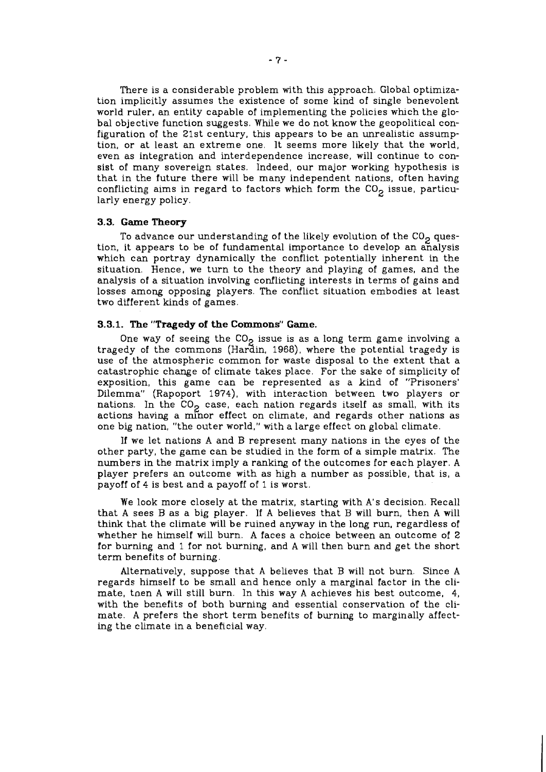There is a considerable problem with this approach. Global optimization implicitly assumes the existence of some kind of single benevolent world ruler, an entity capable of implementing the policies which the global objective function suggests. While we do not know the geopolitical configuration of the 21st century, this appears to be an unrealistic assumption, or at least an extreme one. It seems more likely that the world, even as integration and interdependence increase, will continue to consist of many sovereign states. Indeed, our major working hypothesis is that in the future there will be many independent nations, often having conflicting aims in regard to factors which form the $CO_2$ issue, particularly energy policy.

### 3.3. Game Theory

To advance our understanding of the likely evolution of the $CO_2$ question, it appears to be of fundamental importance to develop an analysis which can portray dynamically the conflict potentially inherent in the situation. Hence, we turn to the theory and playing of games, and the analysis of a situation involving conflicting interests in terms of gains and losses among opposing players. The conflict situation embodies at least two different kinds of games.

#### 3.3.1. The "Tragedy of the Commons" Game.

One way of seeing the $CO_2$ issue is as a long term game involving a tragedy of the commons (Hardin, 1968), where the potential tragedy is use of the atmospheric common for waste disposal to the extent that a catastrophic change of climate takes place. For the sake of simplicity of exposition, this game can be represented as a kind of "Prisoners' Dilemma" (Rapoport 1974), with interaction between two players or nations. In the $CO_2$ case, each nation regards itself as small, with its actions having a minor effect on climate, and regards other nations as one big nation, "the outer world," with a large effect on global climate.

If we let nations A and B represent many nations in the eyes of the other party, the game can be studied in the form of a simple matrix. The numbers in the matrix imply a ranking of the outcomes for each player. A player prefers an outcome with as high a number as possible, that is, a payoff of 4 is best and a payoff of 1 is worst.

We look more closely at the matrix, starting with A's decision. Recall that A sees B as a big player. If A believes that B will burn, then A will think that the climate will be ruined anyway in the long run, regardless of whether he himself will burn. A faces a choice between an outcome of 2 for burning and 1 for not burning, and A will then burn and get the short term benefits of burning.

Alternatively, suppose that A believes that B will not burn. Since A regards himself to be small and hence only a marginal factor in the climate, tnen A will still burn. In this way A achieves his best outcome, 4, with the benefits of both burning and essential conservation of the climate. A prefers the short term benefits of burning to marginally affecting the climate in a beneficial way.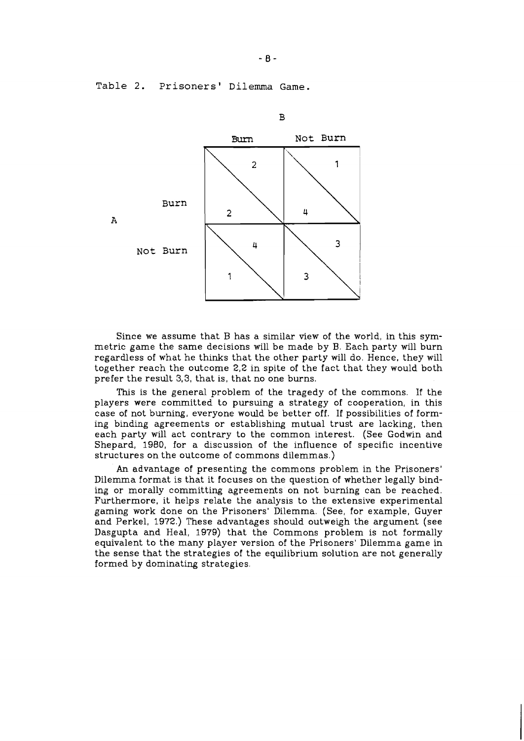Table 2. Prisoners' Dilemma Game.

| | | B: Burn | B: Not Burn |
|---|---|---|---|
| A | Burn | 2, 2 | 4, 1 |
| | Not Burn | 1, 4 | 3, 3 |

Since we assume that B has a similar view of the world, in this symmetric game the same decisions will be made by B. Each party will burn regardless of what he thinks that the other party will do. Hence, they will together reach the outcome 2,2 in spite of the fact that they would both prefer the result 3,3, that is, that no one burns.

This is the general problem of the tragedy of the commons. If the players were committed to pursuing a strategy of cooperation, in this case of not burning, everyone would be better off. If possibilities of forming binding agreements or establishing mutual trust are lacking, then each party will act contrary to the common interest. (See Godwin and Shepard, 1980, for a discussion of the influence of specific incentive structures on the outcome of commons dilemmas.)

An advantage of presenting the commons problem in the Prisoners' Dilemma format is that it focuses on the question of whether legally binding or morally committing agreements on not burning can be reached. Furthermore, it helps relate the analysis to the extensive experimental gaming work done on the Prisoners' Dilemma. (See, for example, Guyer and Perkel, 1972.) These advantages should outweigh the argument (see Dasgupta and Heal, 1979) that the Commons problem is not formally equivalent to the many player version of the Prisoners' Dilemma game in the sense that the strategies of the equilibrium solution are not generally formed by dominating strategies.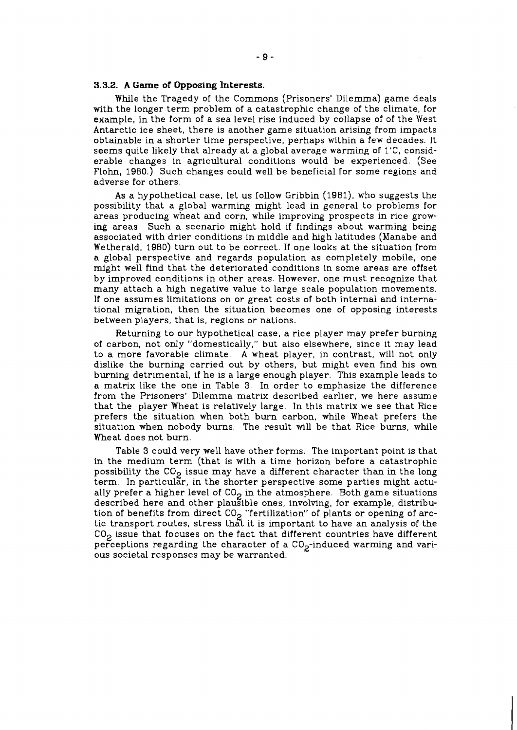### 3.3.2. A Game of Opposing Interests.

While the Tragedy of the Commons (Prisoners' Dilemma) game deals with the longer term problem of a catastrophic change of the climate, for example, in the form of a sea level rise induced by collapse of of the West Antarctic ice sheet, there is another game situation arising from impacts obtainable in a shorter time perspective, perhaps within a few decades. It seems quite likely that already at a global average warming of 1°C, considerable changes in agricultural conditions would be experienced. (See Flohn, 1980.) Such changes could well be beneficial for some regions and adverse for others.

As a hypothetical case, let us follow Gribbin (1981), who suggests the possibility that a global warming might lead in general to problems for areas producing wheat and corn, while improving prospects in rice growing areas. Such a scenario might hold if findings about warming being associated with drier conditions in middle and high latitudes (Manabe and Wetherald, 1980) turn out to be correct. If one looks at the situation from a global perspective and regards population as completely mobile, one might well find that the deteriorated conditions in some areas are offset by improved conditions in other areas. However, one must recognize that many attach a high negative value to large scale population movements. If one assumes limitations on or great costs of both internal and international migration, then the situation becomes one of opposing interests between players, that is, regions or nations.

Returning to our hypothetical case, a rice player may prefer burning of carbon, not only "domestically," but also elsewhere, since it may lead to a more favorable climate. A wheat player, in contrast, will not only dislike the burning carried out by others, but might even find his own burning detrimental, if he is a large enough player. This example leads to a matrix like the one in Table 3. In order to emphasize the difference from the Prisoners' Dilemma matrix described earlier, we here assume that the player Wheat is relatively large. In this matrix we see that Rice prefers the situation when both burn carbon, while Wheat prefers the situation when nobody burns. The result will be that Rice burns, while Wheat does not burn.

Table 3 could very well have other forms. The important point is that in the medium term (that is with a time horizon before a catastrophic possibility the $CO_2$ issue may have a different character than in the long term. In particular, in the shorter perspective some parties might actually prefer a higher level of $CO_2$ in the atmosphere. Both game situations described here and other plausible ones, involving, for example, distribution of benefits from direct $CO_2$ "fertilization" of plants or opening of arctic transport routes, stress that it is important to have an analysis of the $CO_2$ issue that focuses on the fact that different countries have different perceptions regarding the character of a $CO_2$-induced warming and various societal responses may be warranted.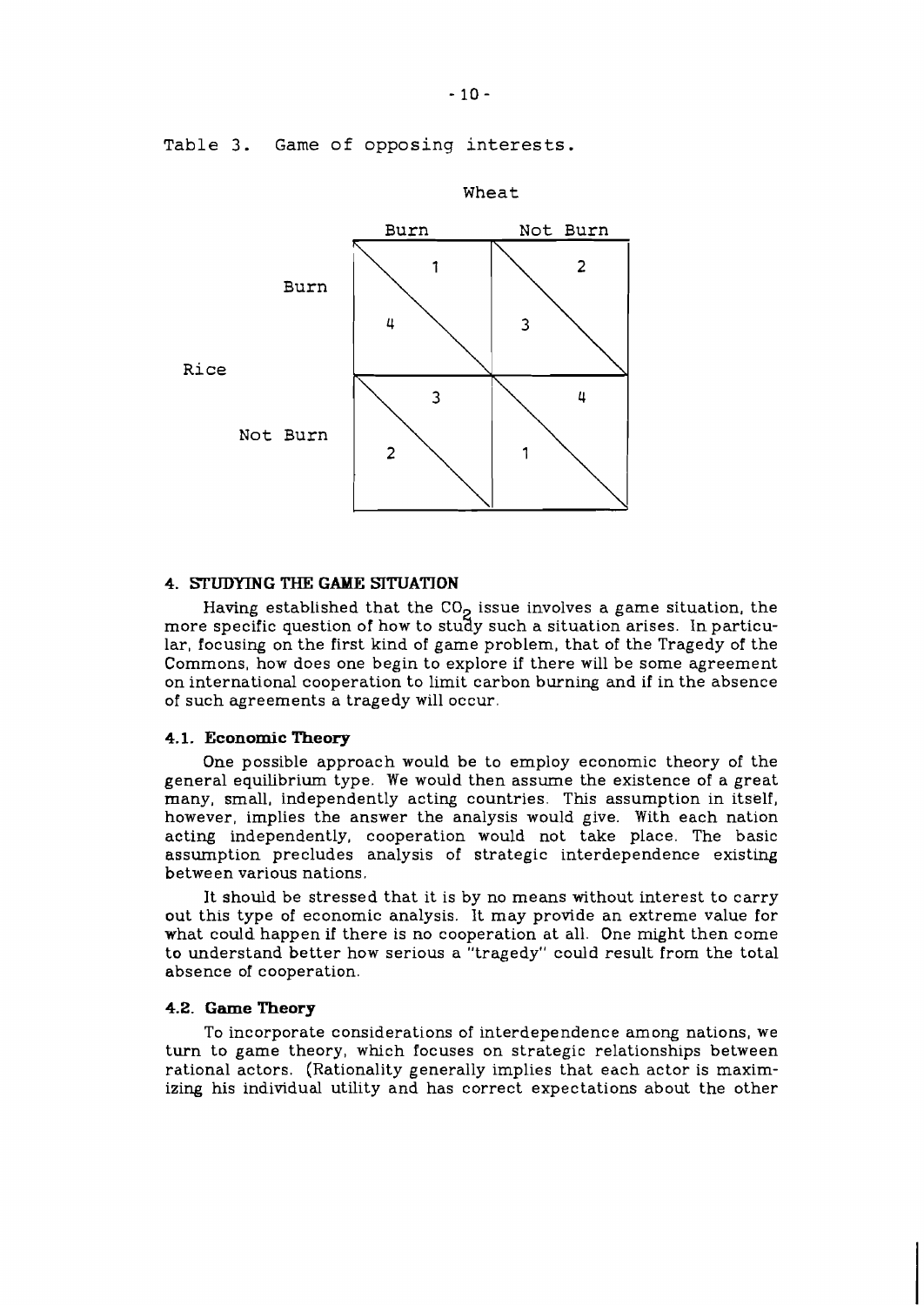Table 3. Game of opposing interests.

| | | Wheat | |
|---|---|---|---|
| | | Burn | Not Burn |
| Rice | Burn | 4, 1 | 3, 2 |
| | Not Burn | 2, 3 | 1, 4 |

## 4. STUDYING THE GAME SITUATION

Having established that the $CO_2$ issue involves a game situation, the more specific question of how to study such a situation arises. In particular, focusing on the first kind of game problem, that of the Tragedy of the Commons, how does one begin to explore if there will be some agreement on international cooperation to limit carbon burning and if in the absence of such agreements a tragedy will occur.

### 4.1. Economic Theory

One possible approach would be to employ economic theory of the general equilibrium type. We would then assume the existence of a great many, small, independently acting countries. This assumption in itself, however, implies the answer the analysis would give. With each nation acting independently, cooperation would not take place. The basic assumption precludes analysis of strategic interdependence existing between various nations.

It should be stressed that it is by no means without interest to carry out this type of economic analysis. It may provide an extreme value for what could happen if there is no cooperation at all. One might then come to understand better how serious a "tragedy" could result from the total absence of cooperation.

### 4.2. Game Theory

To incorporate considerations of interdependence among nations, we turn to game theory, which focuses on strategic relationships between rational actors. (Rationality generally implies that each actor is maximizing his individual utility and has correct expectations about the other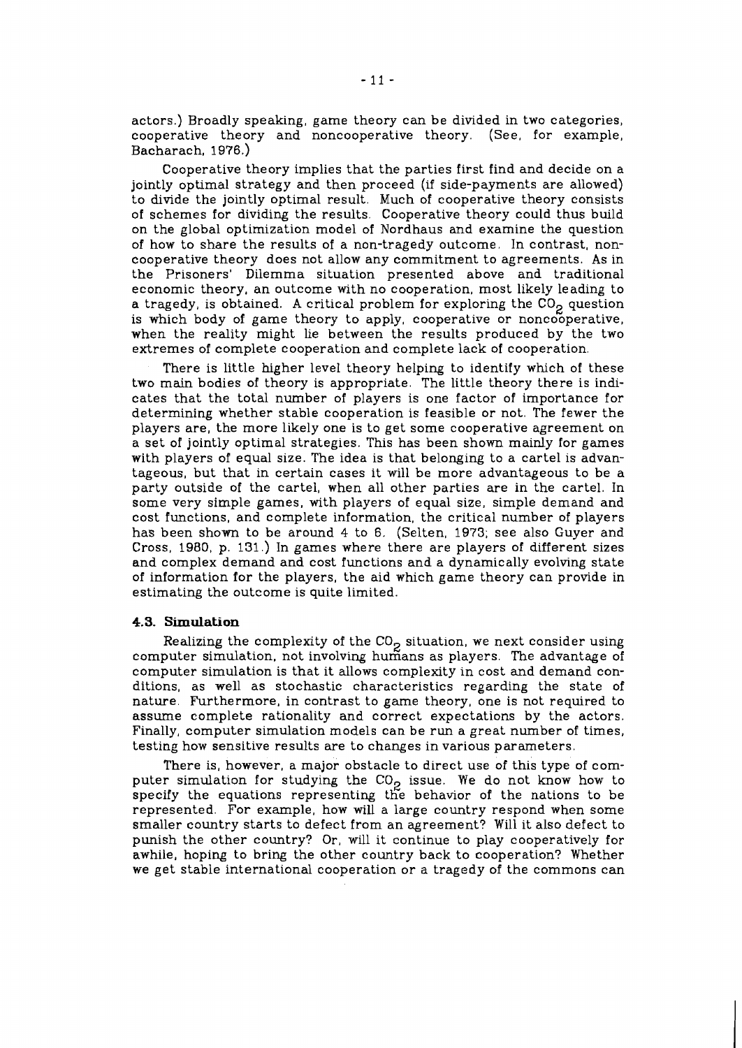actors.) Broadly speaking, game theory can be divided in two categories, cooperative theory and noncooperative theory. (See, for example, Bacharach, 1976.)

Cooperative theory implies that the parties first find and decide on a jointly optimal strategy and then proceed (if side-payments are allowed) to divide the jointly optimal result. Much of cooperative theory consists of schemes for dividing the results. Cooperative theory could thus build on the global optimization model of Nordhaus and examine the question of how to share the results of a non-tragedy outcome. In contrast, noncooperative theory does not allow any commitment to agreements. As in the Prisoners' Dilemma situation presented above and traditional economic theory, an outcome with no cooperation, most likely leading to a tragedy, is obtained. A critical problem for exploring the $CO_2$ question is which body of game theory to apply, cooperative or noncooperative, when the reality might lie between the results produced by the two extremes of complete cooperation and complete lack of cooperation.

There is little higher level theory helping to identify which of these two main bodies of theory is appropriate. The little theory there is indicates that the total number of players is one factor of importance for determining whether stable cooperation is feasible or not. The fewer the players are, the more likely one is to get some cooperative agreement on a set of jointly optimal strategies. This has been shown mainly for games with players of equal size. The idea is that belonging to a cartel is advantageous, but that in certain cases it will be more advantageous to be a party outside of the cartel, when all other parties are in the cartel. In some very simple games, with players of equal size, simple demand and cost functions, and complete information, the critical number of players has been shown to be around 4 to 6. (Selten, 1973; see also Guyer and Cross, 1980, p. 131.) In games where there are players of different sizes and complex demand and cost functions and a dynamically evolving state of information for the players, the aid which game theory can provide in estimating the outcome is quite limited.

### 4.3. Simulation

Realizing the complexity of the $CO_2$ situation, we next consider using computer simulation, not involving humans as players. The advantage of computer simulation is that it allows complexity in cost and demand conditions, as well as stochastic characteristics regarding the state of nature. Furthermore, in contrast to game theory, one is not required to assume complete rationality and correct expectations by the actors. Finally, computer simulation models can be run a great number of times, testing how sensitive results are to changes in various parameters.

There is, however, a major obstacle to direct use of this type of computer simulation for studying the $CO_2$ issue. We do not know how to specify the equations representing the behavior of the nations to be represented. For example, how will a large country respond when some smaller country starts to defect from an agreement? Will it also defect to punish the other country? Or, will it continue to play cooperatively for awhile, hoping to bring the other country back to cooperation? Whether we get stable international cooperation or a tragedy of the commons can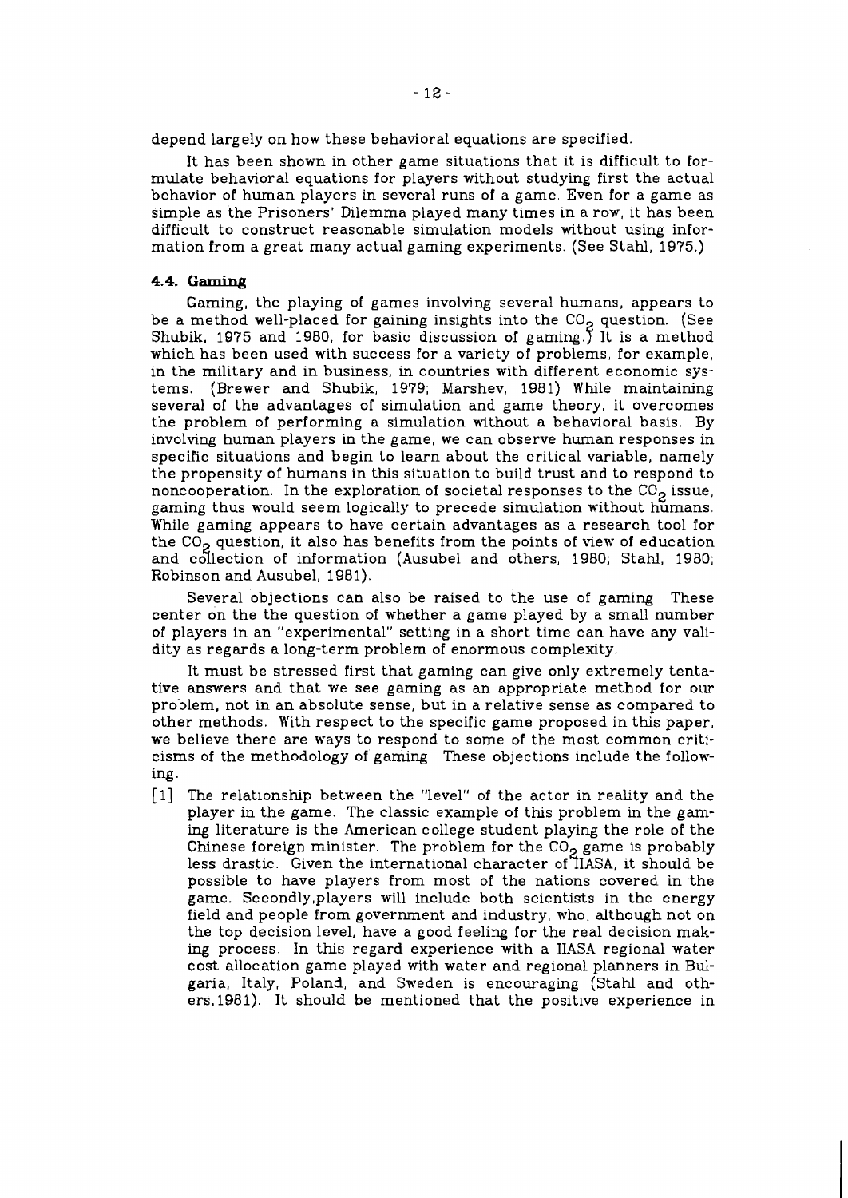depend largely on how these behavioral equations are specified.

It has been shown in other game situations that it is difficult to formulate behavioral equations for players without studying first the actual behavior of human players in several runs of a game. Even for a game as simple as the Prisoners' Dilemma played many times in a row, it has been difficult to construct reasonable simulation models without using information from a great many actual gaming experiments. (See Stahl, 1975.)

### 4.4. Gaming

Gaming, the playing of games involving several humans, appears to be a method well-placed for gaining insights into the $CO_2$ question. (See Shubik, 1975 and 1980, for basic discussion of gaming.) It is a method which has been used with success for a variety of problems, for example, in the military and in business, in countries with different economic systems. (Brewer and Shubik, 1979; Marshev, 1981) While maintaining several of the advantages of simulation and game theory, it overcomes the problem of performing a simulation without a behavioral basis. By involving human players in the game, we can observe human responses in specific situations and begin to learn about the critical variable, namely the propensity of humans in this situation to build trust and to respond to noncooperation. In the exploration of societal responses to the $CO_2$ issue, gaming thus would seem logically to precede simulation without humans. While gaming appears to have certain advantages as a research tool for the $CO_2$ question, it also has benefits from the points of view of education and collection of information (Ausubel and others, 1980; Stahl, 1980; Robinson and Ausubel, 1981).

Several objections can also be raised to the use of gaming. These center on the the question of whether a game played by a small number of players in an "experimental" setting in a short time can have any validity as regards a long-term problem of enormous complexity.

It must be stressed first that gaming can give only extremely tentative answers and that we see gaming as an appropriate method for our problem, not in an absolute sense, but in a relative sense as compared to other methods. With respect to the specific game proposed in this paper, we believe there are ways to respond to some of the most common criticisms of the methodology of gaming. These objections include the following.

[1] The relationship between the "level" of the actor in reality and the player in the game. The classic example of this problem in the gaming literature is the American college student playing the role of the Chinese foreign minister. The problem for the $CO_2$ game is probably less drastic. Given the international character of IIASA, it should be possible to have players from most of the nations covered in the game. Secondly,players will include both scientists in the energy field and people from government and industry, who, although not on the top decision level, have a good feeling for the real decision making process. In this regard experience with a IIASA regional water cost allocation game played with water and regional planners in Bulgaria, Italy, Poland, and Sweden is encouraging (Stahl and others,1981). It should be mentioned that the positive experience in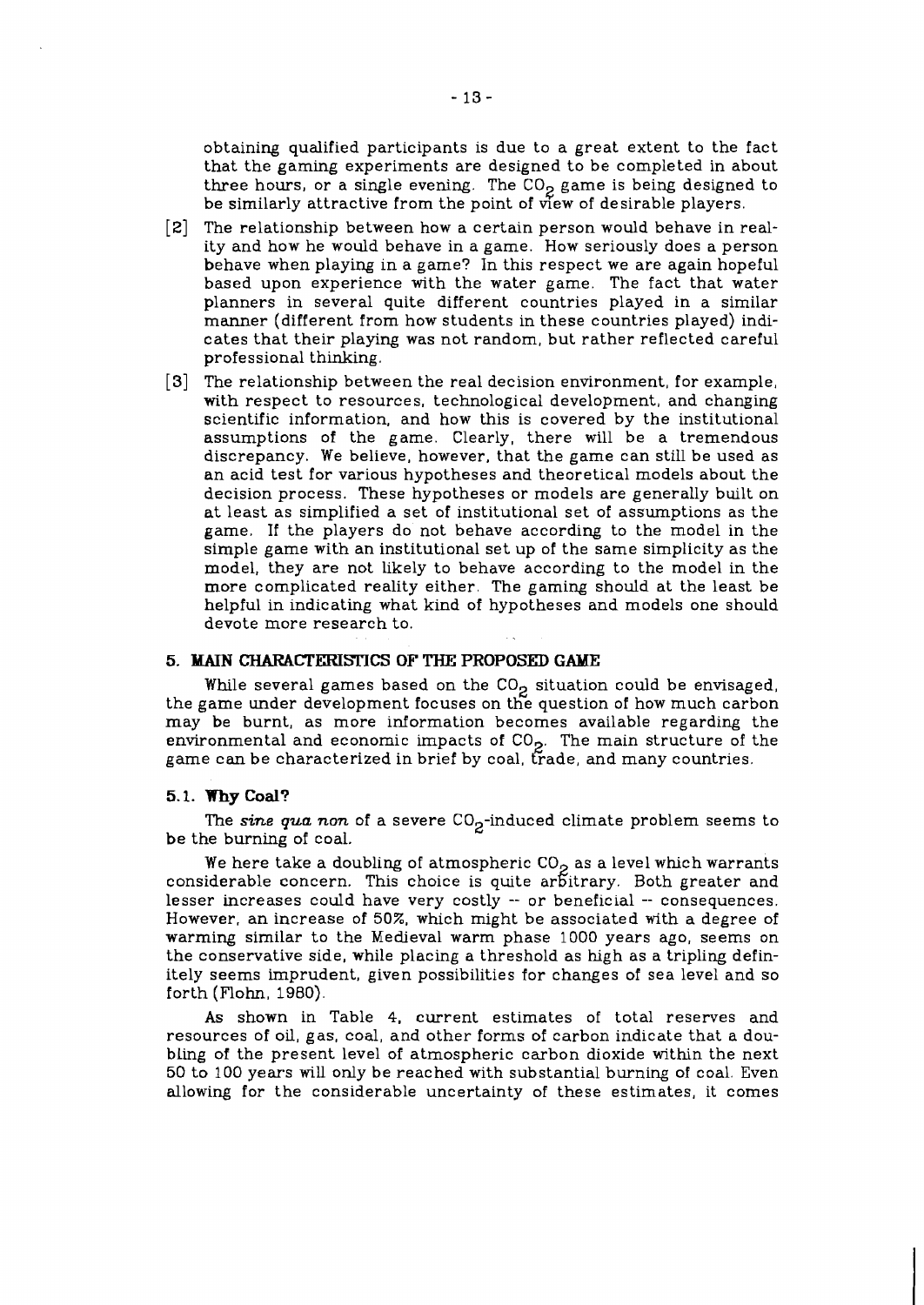obtaining qualified participants is due to a great extent to the fact that the gaming experiments are designed to be completed in about three hours, or a single evening. The $CO_2$ game is being designed to be similarly attractive from the point of view of desirable players.

[2] The relationship between how a certain person would behave in reality and how he would behave in a game. How seriously does a person behave when playing in a game? In this respect we are again hopeful based upon experience with the water game. The fact that water planners in several quite different countries played in a similar manner (different from how students in these countries played) indicates that their playing was not random, but rather reflected careful professional thinking.

[3] The relationship between the real decision environment, for example, with respect to resources, technological development, and changing scientific information, and how this is covered by the institutional assumptions of the game. Clearly, there will be a tremendous discrepancy. We believe, however, that the game can still be used as an acid test for various hypotheses and theoretical models about the decision process. These hypotheses or models are generally built on at least as simplified a set of institutional set of assumptions as the game. If the players do not behave according to the model in the simple game with an institutional set up of the same simplicity as the model, they are not likely to behave according to the model in the more complicated reality either. The gaming should at the least be helpful in indicating what kind of hypotheses and models one should devote more research to.

## 5. MAIN CHARACTERISTICS OF THE PROPOSED GAME

While several games based on the $CO_2$ situation could be envisaged, the game under development focuses on the question of how much carbon may be burnt, as more information becomes available regarding the environmental and economic impacts of $CO_2$. The main structure of the game can be characterized in brief by coal, trade, and many countries.

### 5.1. Why Coal?

The *sine qua non* of a severe $CO_2$-induced climate problem seems to be the burning of coal.

We here take a doubling of atmospheric $CO_2$ as a level which warrants considerable concern. This choice is quite arbitrary. Both greater and lesser increases could have very costly -- or beneficial -- consequences. However, an increase of 50%, which might be associated with a degree of warming similar to the Medieval warm phase 1000 years ago, seems on the conservative side, while placing a threshold as high as a tripling definitely seems imprudent, given possibilities for changes of sea level and so forth (Flohn, 1980).

As shown in Table 4, current estimates of total reserves and resources of oil, gas, coal, and other forms of carbon indicate that a doubling of the present level of atmospheric carbon dioxide within the next 50 to 100 years will only be reached with substantial burning of coal. Even allowing for the considerable uncertainty of these estimates, it comes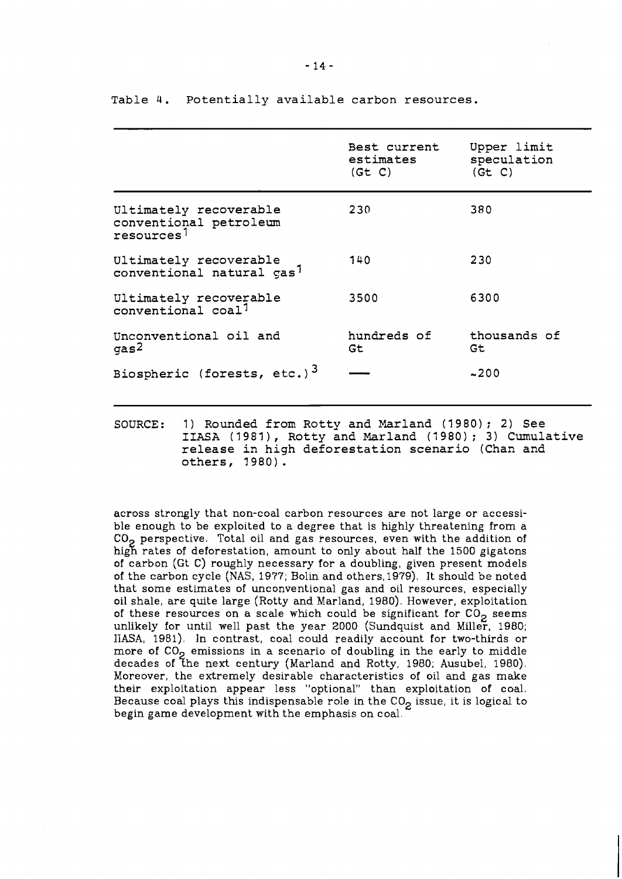Table 4. Potentially available carbon resources.

| | Best current estimates (Gt C) | Upper limit speculation (Gt C) |
|---|---|---|
| Ultimately recoverable conventional petroleum resources[1] | 230 | 380 |
| Ultimately recoverable conventional natural gas[1] | 140 | 230 |
| Ultimately recoverable conventional coal[1] | 3500 | 6300 |
| Unconventional oil and gas[2] | hundreds of Gt | thousands of Gt |
| Biospheric (forests, etc.)[3] | — | ~200 |

SOURCE: 1) Rounded from Rotty and Marland (1980); 2) See IIASA (1981), Rotty and Marland (1980); 3) Cumulative release in high deforestation scenario (Chan and others, 1980).

across strongly that non-coal carbon resources are not large or accessible enough to be exploited to a degree that is highly threatening from a $CO_2$ perspective. Total oil and gas resources, even with the addition of high rates of deforestation, amount to only about half the 1500 gigatons of carbon (Gt C) roughly necessary for a doubling, given present models of the carbon cycle (NAS, 1977; Bolin and others, 1979). It should be noted that some estimates of unconventional gas and oil resources, especially oil shale, are quite large (Rotty and Marland, 1980). However, exploitation of these resources on a scale which could be significant for $CO_2$ seems unlikely for until well past the year 2000 (Sundquist and Miller, 1980; IIASA, 1981). In contrast, coal could readily account for two-thirds or more of $CO_2$ emissions in a scenario of doubling in the early to middle decades of the next century (Marland and Rotty, 1980; Ausubel, 1980). Moreover, the extremely desirable characteristics of oil and gas make their exploitation appear less "optional" than exploitation of coal. Because coal plays this indispensable role in the $CO_2$ issue, it is logical to begin game development with the emphasis on coal.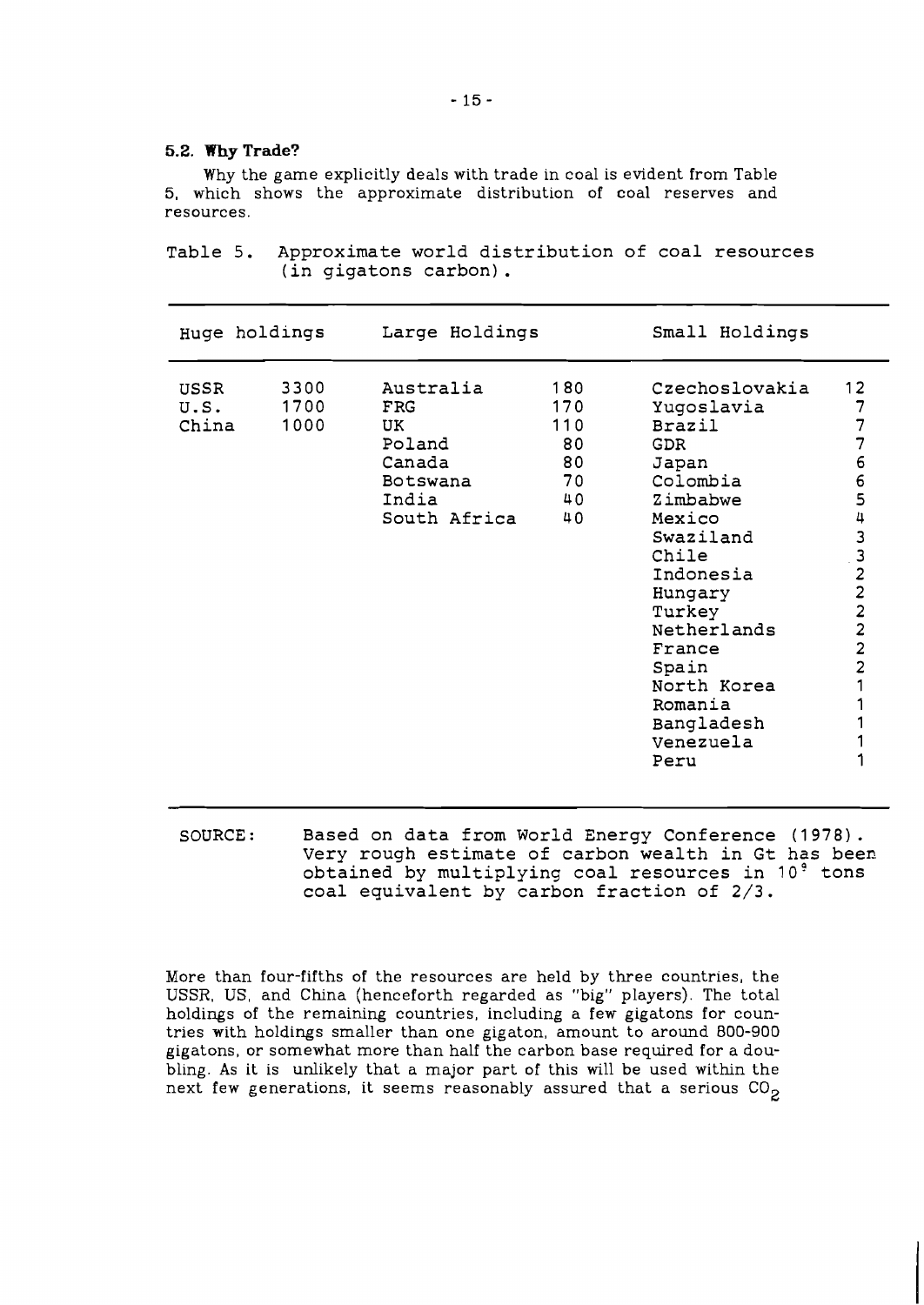### 5.2. Why Trade?

Why the game explicitly deals with trade in coal is evident from Table 5, which shows the approximate distribution of coal reserves and resources.

Table 5. Approximate world distribution of coal resources (in gigatons carbon).

| Huge holdings | | Large Holdings | | Small Holdings | |
|---|---|---|---|---|---|
| USSR | 3300 | Australia | 180 | Czechoslovakia | 12 |
| U.S. | 1700 | FRG | 170 | Yugoslavia | 7 |
| China | 1000 | UK | 110 | Brazil | 7 |
| | | Poland | 80 | GDR | 7 |
| | | Canada | 80 | Japan | 6 |
| | | Botswana | 70 | Colombia | 6 |
| | | India | 40 | Zimbabwe | 5 |
| | | South Africa | 40 | Mexico | 4 |
| | | | | Swaziland | 3 |
| | | | | Chile | 3 |
| | | | | Indonesia | 2 |
| | | | | Hungary | 2 |
| | | | | Turkey | 2 |
| | | | | Netherlands | 2 |
| | | | | France | 2 |
| | | | | Spain | 2 |
| | | | | North Korea | 1 |
| | | | | Romania | 1 |
| | | | | Bangladesh | 1 |
| | | | | Venezuela | 1 |
| | | | | Peru | 1 |

SOURCE: Based on data from World Energy Conference (1978). Very rough estimate of carbon wealth in Gt has been obtained by multiplying coal resources in $10^9$ tons coal equivalent by carbon fraction of 2/3.

More than four-fifths of the resources are held by three countries, the USSR, US, and China (henceforth regarded as "big" players). The total holdings of the remaining countries, including a few gigatons for countries with holdings smaller than one gigaton, amount to around 800-900 gigatons, or somewhat more than half the carbon base required for a doubling. As it is unlikely that a major part of this will be used within the next few generations, it seems reasonably assured that a serious $CO_2$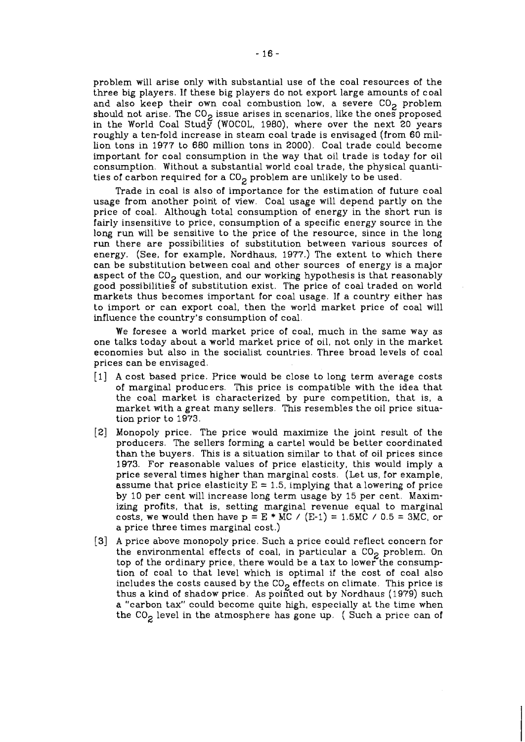problem will arise only with substantial use of the coal resources of the three big players. If these big players do not export large amounts of coal and also keep their own coal combustion low, a severe $CO_2$ problem should not arise. The $CO_2$ issue arises in scenarios, like the ones proposed in the World Coal Study (WOCOL, 1980), where over the next 20 years roughly a ten-fold increase in steam coal trade is envisaged (from 60 million tons in 1977 to 680 million tons in 2000). Coal trade could become important for coal consumption in the way that oil trade is today for oil consumption. Without a substantial world coal trade, the physical quantities of carbon required for a $CO_2$ problem are unlikely to be used.

Trade in coal is also of importance for the estimation of future coal usage from another point of view. Coal usage will depend partly on the price of coal. Although total consumption of energy in the short run is fairly insensitive to price, consumption of a specific energy source in the long run will be sensitive to the price of the resource, since in the long run there are possibilities of substitution between various sources of energy. (See, for example, Nordhaus, 1977.) The extent to which there can be substitution between coal and other sources of energy is a major aspect of the $CO_2$ question, and our working hypothesis is that reasonably good possibilities of substitution exist. The price of coal traded on world markets thus becomes important for coal usage. If a country either has to import or can export coal, then the world market price of coal will influence the country's consumption of coal.

We foresee a world market price of coal, much in the same way as one talks today about a world market price of oil, not only in the market economies but also in the socialist countries. Three broad levels of coal prices can be envisaged.

[1] A cost based price. Price would be close to long term average costs of marginal producers. This price is compatible with the idea that the coal market is characterized by pure competition, that is, a market with a great many sellers. This resembles the oil price situation prior to 1973.

[2] Monopoly price. The price would maximize the joint result of the producers. The sellers forming a cartel would be better coordinated than the buyers. This is a situation similar to that of oil prices since 1973. For reasonable values of price elasticity, this would imply a price several times higher than marginal costs. (Let us, for example, assume that price elasticity $E = 1.5$, implying that a lowering of price by 10 per cent will increase long term usage by 15 per cent. Maximizing profits, that is, setting marginal revenue equal to marginal costs, we would then have $p = E * MC / (E-1) = 1.5MC / 0.5 = 3MC$, or a price three times marginal cost.)

[3] A price above monopoly price. Such a price could reflect concern for the environmental effects of coal, in particular a $CO_2$ problem. On top of the ordinary price, there would be a tax to lower the consumption of coal to that level which is optimal if the cost of coal also includes the costs caused by the $CO_2$ effects on climate. This price is thus a kind of shadow price. As pointed out by Nordhaus (1979) such a "carbon tax" could become quite high, especially at the time when the $CO_2$ level in the atmosphere has gone up. ( Such a price can of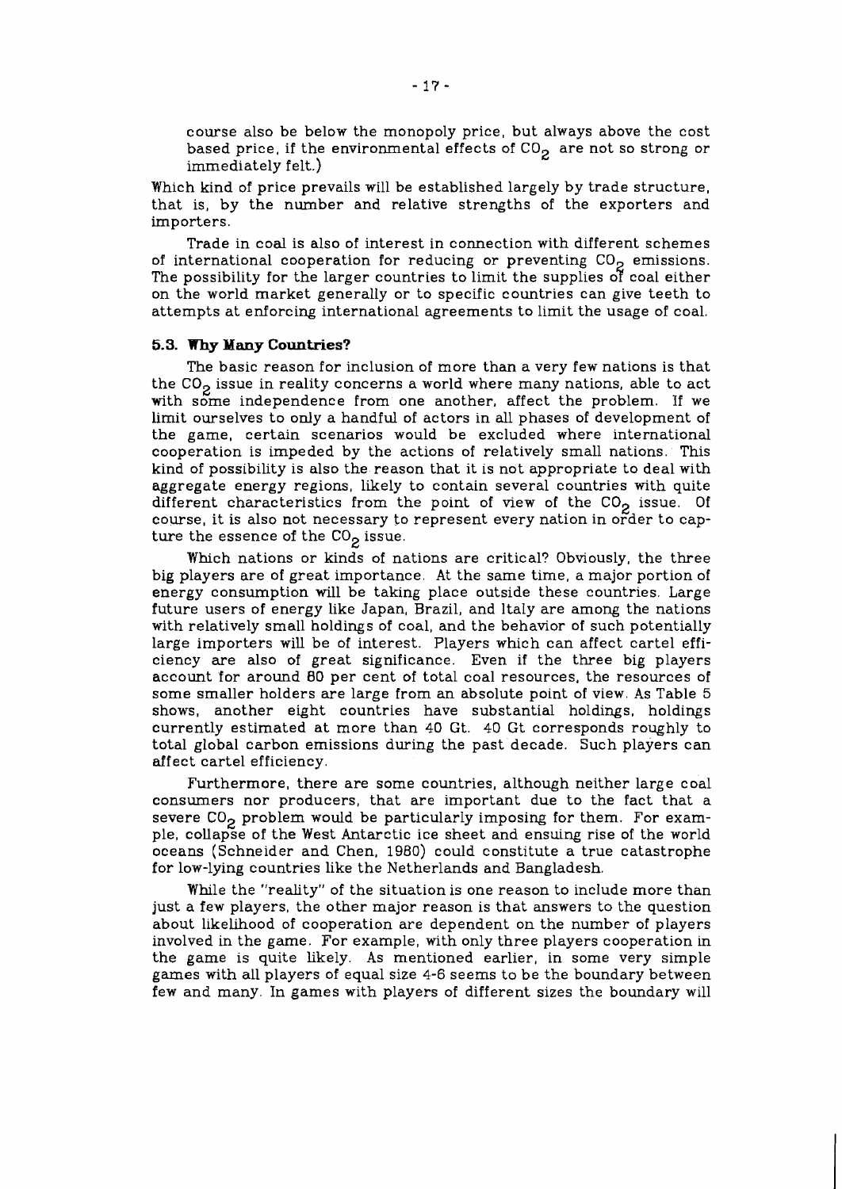course also be below the monopoly price, but always above the cost based price, if the environmental effects of $CO_2$ are not so strong or immediately felt.)

Which kind of price prevails will be established largely by trade structure, that is, by the number and relative strengths of the exporters and importers.

Trade in coal is also of interest in connection with different schemes of international cooperation for reducing or preventing $CO_2$ emissions. The possibility for the larger countries to limit the supplies of coal either on the world market generally or to specific countries can give teeth to attempts at enforcing international agreements to limit the usage of coal.

### 5.3. Why Many Countries?

The basic reason for inclusion of more than a very few nations is that the $CO_2$ issue in reality concerns a world where many nations, able to act with some independence from one another, affect the problem. If we limit ourselves to only a handful of actors in all phases of development of the game, certain scenarios would be excluded where international cooperation is impeded by the actions of relatively small nations. This kind of possibility is also the reason that it is not appropriate to deal with aggregate energy regions, likely to contain several countries with quite different characteristics from the point of view of the $CO_2$ issue. Of course, it is also not necessary to represent every nation in order to capture the essence of the $CO_2$ issue.

Which nations or kinds of nations are critical? Obviously, the three big players are of great importance. At the same time, a major portion of energy consumption will be taking place outside these countries. Large future users of energy like Japan, Brazil, and Italy are among the nations with relatively small holdings of coal, and the behavior of such potentially large importers will be of interest. Players which can affect cartel efficiency are also of great significance. Even if the three big players account for around 80 per cent of total coal resources, the resources of some smaller holders are large from an absolute point of view. As Table 5 shows, another eight countries have substantial holdings, holdings currently estimated at more than 40 Gt. 40 Gt corresponds roughly to total global carbon emissions during the past decade. Such players can affect cartel efficiency.

Furthermore, there are some countries, although neither large coal consumers nor producers, that are important due to the fact that a severe $CO_2$ problem would be particularly imposing for them. For example, collapse of the West Antarctic ice sheet and ensuing rise of the world oceans (Schneider and Chen, 1980) could constitute a true catastrophe for low-lying countries like the Netherlands and Bangladesh.

While the "reality" of the situation is one reason to include more than just a few players, the other major reason is that answers to the question about likelihood of cooperation are dependent on the number of players involved in the game. For example, with only three players cooperation in the game is quite likely. As mentioned earlier, in some very simple games with all players of equal size 4-6 seems to be the boundary between few and many. In games with players of different sizes the boundary will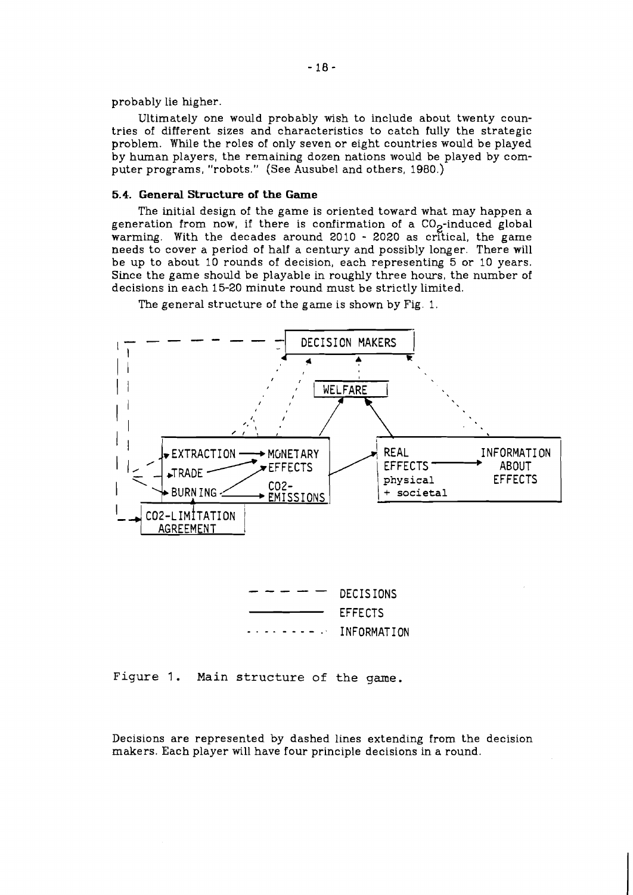probably lie higher.

Ultimately one would probably wish to include about twenty countries of different sizes and characteristics to catch fully the strategic problem. While the roles of only seven or eight countries would be played by human players, the remaining dozen nations would be played by computer programs, "robots." (See Ausubel and others, 1980.)

### 5.4. General Structure of the Game

The initial design of the game is oriented toward what may happen a generation from now, if there is confirmation of a $CO_2$-induced global warming. With the decades around 2010 - 2020 as critical, the game needs to cover a period of half a century and possibly longer. There will be up to about 10 rounds of decision, each representing 5 or 10 years. Since the game should be playable in roughly three hours, the number of decisions in each 15-20 minute round must be strictly limited.

The general structure of the game is shown by Fig. 1.

DECISION MAKERS

WELFARE

EXTRACTION → MONETARY EFFECTS
TRADE
BURNING → CO2-EMISSIONS

REAL EFFECTS physical + societal → INFORMATION ABOUT EFFECTS

CO2-LIMITATION AGREEMENT

- - - - - DECISIONS
———— EFFECTS
· · · · · · · · · INFORMATION

Figure 1. Main structure of the game.

Decisions are represented by dashed lines extending from the decision makers. Each player will have four principle decisions in a round.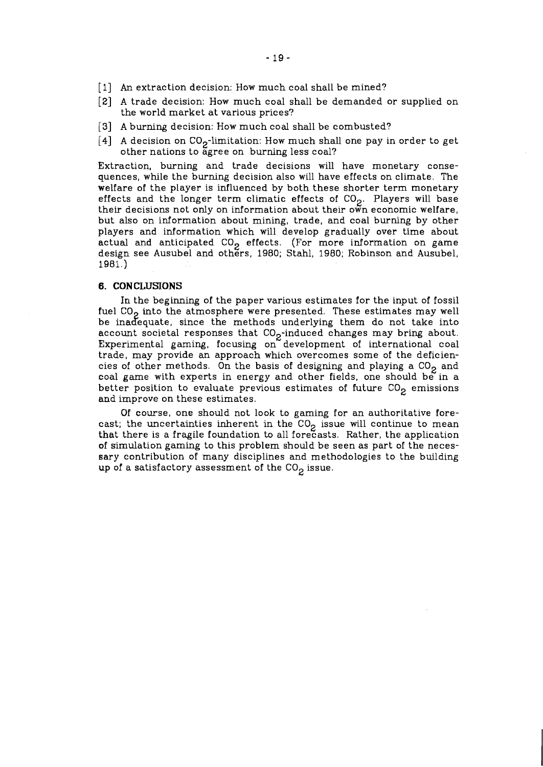[1] An extraction decision: How much coal shall be mined?

[2] A trade decision: How much coal shall be demanded or supplied on the world market at various prices?

[3] A burning decision: How much coal shall be combusted?

[4] A decision on $CO_2$-limitation: How much shall one pay in order to get other nations to agree on burning less coal?

Extraction, burning and trade decisions will have monetary consequences, while the burning decision also will have effects on climate. The welfare of the player is influenced by both these shorter term monetary effects and the longer term climatic effects of $CO_2$. Players will base their decisions not only on information about their own economic welfare, but also on information about mining, trade, and coal burning by other players and information which will develop gradually over time about actual and anticipated $CO_2$ effects. (For more information on game design see Ausubel and others, 1980; Stahl, 1980; Robinson and Ausubel, 1981.)

## 6. CONCLUSIONS

In the beginning of the paper various estimates for the input of fossil fuel $CO_2$ into the atmosphere were presented. These estimates may well be inadequate, since the methods underlying them do not take into account societal responses that $CO_2$-induced changes may bring about. Experimental gaming, focusing on development of international coal trade, may provide an approach which overcomes some of the deficiencies of other methods. On the basis of designing and playing a $CO_2$ and coal game with experts in energy and other fields, one should be in a better position to evaluate previous estimates of future $CO_2$ emissions and improve on these estimates.

Of course, one should not look to gaming for an authoritative forecast; the uncertainties inherent in the $CO_2$ issue will continue to mean that there is a fragile foundation to all forecasts. Rather, the application of simulation gaming to this problem should be seen as part of the necessary contribution of many disciplines and methodologies to the building up of a satisfactory assessment of the $CO_2$ issue.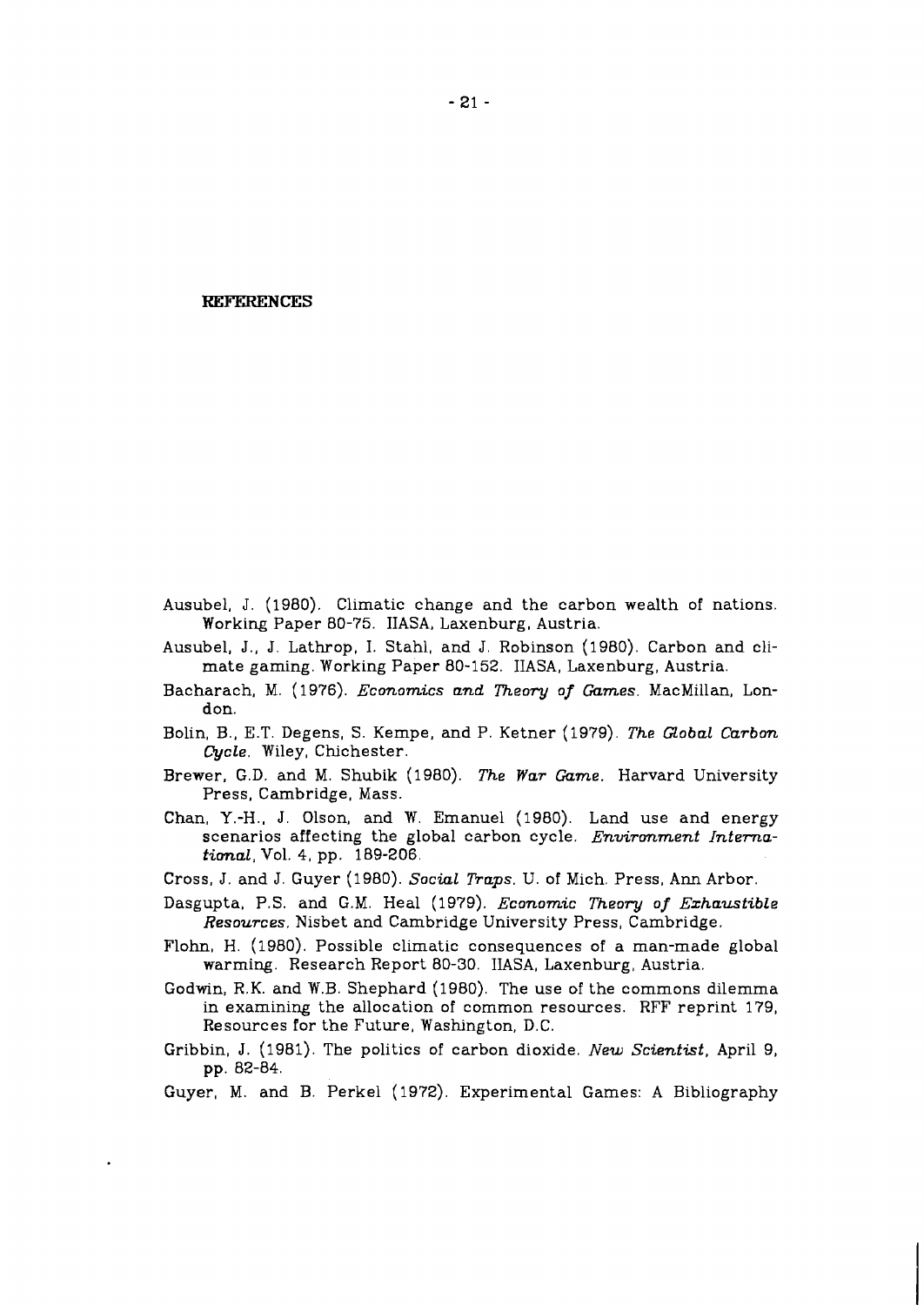## REFERENCES

Ausubel, J. (1980). Climatic change and the carbon wealth of nations. Working Paper 80-75. IIASA, Laxenburg, Austria.

Ausubel, J., J. Lathrop, I. Stahl, and J. Robinson (1980). Carbon and climate gaming. Working Paper 80-152. IIASA, Laxenburg, Austria.

Bacharach, M. (1976). *Economics and Theory of Games*. MacMillan, London.

Bolin, B., E.T. Degens, S. Kempe, and P. Ketner (1979). *The Global Carbon Cycle*. Wiley, Chichester.

Brewer, G.D. and M. Shubik (1980). *The War Game*. Harvard University Press, Cambridge, Mass.

Chan, Y.-H., J. Olson, and W. Emanuel (1980). Land use and energy scenarios affecting the global carbon cycle. *Environment International*, Vol. 4, pp. 189-206.

Cross, J. and J. Guyer (1980). *Social Traps*. U. of Mich. Press, Ann Arbor.

Dasgupta, P.S. and G.M. Heal (1979). *Economic Theory of Exhaustible Resources*. Nisbet and Cambridge University Press, Cambridge.

Flohn, H. (1980). Possible climatic consequences of a man-made global warming. Research Report 80-30. IIASA, Laxenburg, Austria.

Godwin, R.K. and W.B. Shephard (1980). The use of the commons dilemma in examining the allocation of common resources. RFF reprint 179, Resources for the Future, Washington, D.C.

Gribbin, J. (1981). The politics of carbon dioxide. *New Scientist*, April 9, pp. 82-84.

Guyer, M. and B. Perkel (1972). Experimental Games: A Bibliography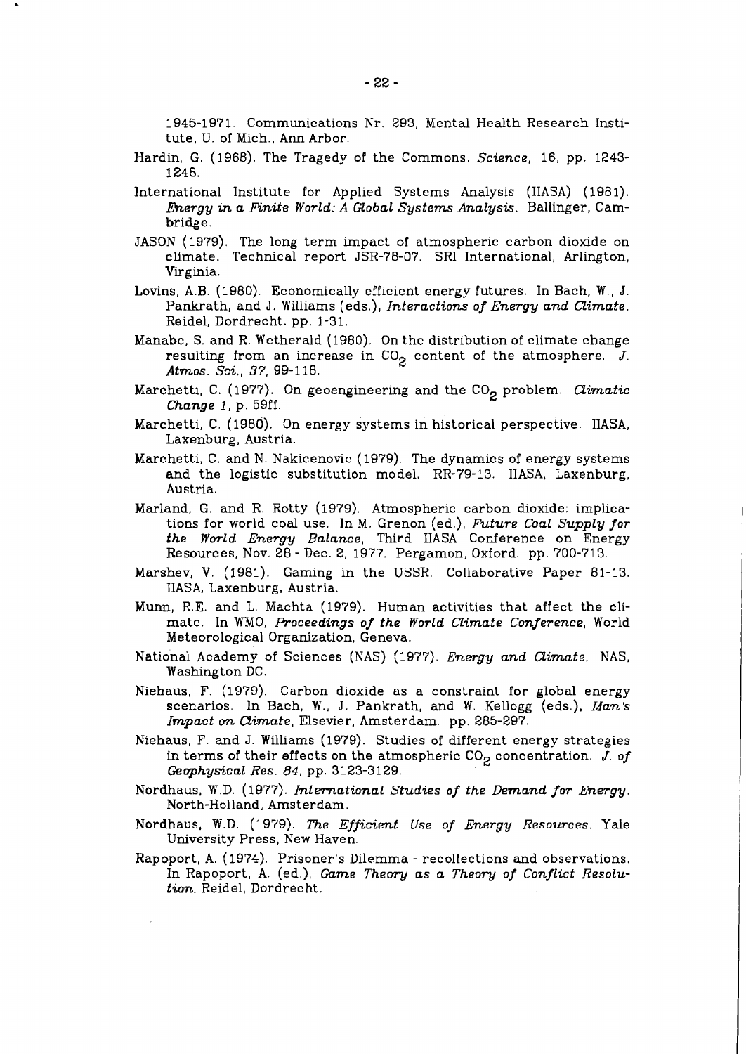1945-1971. Communications Nr. 293, Mental Health Research Institute, U. of Mich., Ann Arbor.

Hardin, G. (1968). The Tragedy of the Commons. *Science*, 16, pp. 1243-1248.

International Institute for Applied Systems Analysis (IIASA) (1981). *Energy in a Finite World: A Global Systems Analysis*. Ballinger, Cambridge.

JASON (1979). The long term impact of atmospheric carbon dioxide on climate. Technical report JSR-78-07. SRI International, Arlington, Virginia.

Lovins, A.B. (1980). Economically efficient energy futures. In Bach, W., J. Pankrath, and J. Williams (eds.), *Interactions of Energy and Climate*. Reidel, Dordrecht. pp. 1-31.

Manabe, S. and R. Wetherald (1980). On the distribution of climate change resulting from an increase in $CO_2$ content of the atmosphere. *J. Atmos. Sci.*, *37*, 99-118.

Marchetti, C. (1977). On geoengineering and the $CO_2$ problem. *Climatic Change 1*, p. 59ff.

Marchetti, C. (1980). On energy systems in historical perspective. IIASA, Laxenburg, Austria.

Marchetti, C. and N. Nakicenovic (1979). The dynamics of energy systems and the logistic substitution model. RR-79-13. IIASA, Laxenburg, Austria.

Marland, G. and R. Rotty (1979). Atmospheric carbon dioxide: implications for world coal use. In M. Grenon (ed.), *Future Coal Supply for the World Energy Balance*, Third IIASA Conference on Energy Resources, Nov. 28 - Dec. 2, 1977. Pergamon, Oxford. pp. 700-713.

Marshev, V. (1981). Gaming in the USSR. Collaborative Paper 81-13. IIASA, Laxenburg, Austria.

Munn, R.E. and L. Machta (1979). Human activities that affect the climate. In WMO, *Proceedings of the World Climate Conference*, World Meteorological Organization, Geneva.

National Academy of Sciences (NAS) (1977). *Energy and Climate*. NAS, Washington DC.

Niehaus, F. (1979). Carbon dioxide as a constraint for global energy scenarios. In Bach, W., J. Pankrath, and W. Kellogg (eds.), *Man's Impact on Climate*, Elsevier, Amsterdam. pp. 285-297.

Niehaus, F. and J. Williams (1979). Studies of different energy strategies in terms of their effects on the atmospheric $CO_2$ concentration. *J. of Geophysical Res. 84*, pp. 3123-3129.

Nordhaus, W.D. (1977). *International Studies of the Demand for Energy*. North-Holland, Amsterdam.

Nordhaus, W.D. (1979). *The Efficient Use of Energy Resources*. Yale University Press, New Haven.

Rapoport, A. (1974). Prisoner's Dilemma - recollections and observations. In Rapoport, A. (ed.), *Game Theory as a Theory of Conflict Resolution*. Reidel, Dordrecht.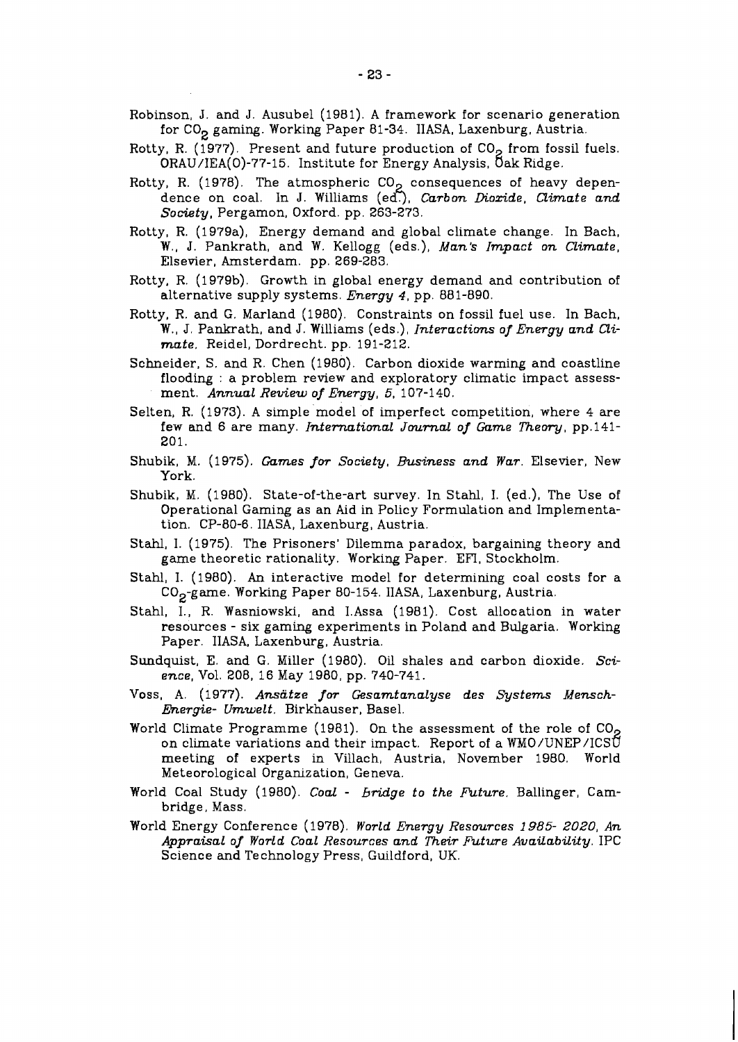Robinson, J. and J. Ausubel (1981). A framework for scenario generation for $CO_2$ gaming. Working Paper 81-34. IIASA, Laxenburg, Austria.

Rotty, R. (1977). Present and future production of $CO_2$ from fossil fuels. ORAU/IEA(O)-77-15. Institute for Energy Analysis, Oak Ridge.

Rotty, R. (1978). The atmospheric $CO_2$ consequences of heavy dependence on coal. In J. Williams (ed.), *Carbon Dioxide, Climate and Society*, Pergamon, Oxford. pp. 263-273.

Rotty, R. (1979a). Energy demand and global climate change. In Bach, W., J. Pankrath, and W. Kellogg (eds.), *Man's Impact on Climate*, Elsevier, Amsterdam. pp. 269-283.

Rotty, R. (1979b). Growth in global energy demand and contribution of alternative supply systems. *Energy 4*, pp. 881-890.

Rotty, R. and G. Marland (1980). Constraints on fossil fuel use. In Bach, W., J. Pankrath, and J. Williams (eds.), *Interactions of Energy and Climate*, Reidel, Dordrecht. pp. 191-212.

Schneider, S. and R. Chen (1980). Carbon dioxide warming and coastline flooding : a problem review and exploratory climatic impact assessment. *Annual Review of Energy, 5*, 107-140.

Selten, R. (1973). A simple model of imperfect competition, where 4 are few and 6 are many. *International Journal of Game Theory*, pp.141-201.

Shubik, M. (1975). *Games for Society, Business and War*. Elsevier, New York.

Shubik, M. (1980). State-of-the-art survey. In Stahl, I. (ed.), The Use of Operational Gaming as an Aid in Policy Formulation and Implementation. CP-80-6. IIASA, Laxenburg, Austria.

Stahl, I. (1975). The Prisoners' Dilemma paradox, bargaining theory and game theoretic rationality. Working Paper. EFI, Stockholm.

Stahl, I. (1980). An interactive model for determining coal costs for a $CO_2$-game. Working Paper 80-154. IIASA, Laxenburg, Austria.

Stahl, I., R. Wasniowski, and I.Assa (1981). Cost allocation in water resources - six gaming experiments in Poland and Bulgaria. Working Paper. IIASA, Laxenburg, Austria.

Sundquist, E. and G. Miller (1980). Oil shales and carbon dioxide. *Science*, Vol. 208, 16 May 1980, pp. 740-741.

Voss, A. (1977). *Ansätze for Gesamtanalyse des Systems Mensch-Energie- Umwelt*. Birkhauser, Basel.

World Climate Programme (1981). On the assessment of the role of $CO_2$ on climate variations and their impact. Report of a WMO/UNEP/ICSU meeting of experts in Villach, Austria, November 1980. World Meteorological Organization, Geneva.

World Coal Study (1980). *Coal - Bridge to the Future*. Ballinger, Cambridge, Mass.

World Energy Conference (1978). *World Energy Resources 1985- 2020, An Appraisal of World Coal Resources and Their Future Availability*. IPC Science and Technology Press, Guildford, UK.